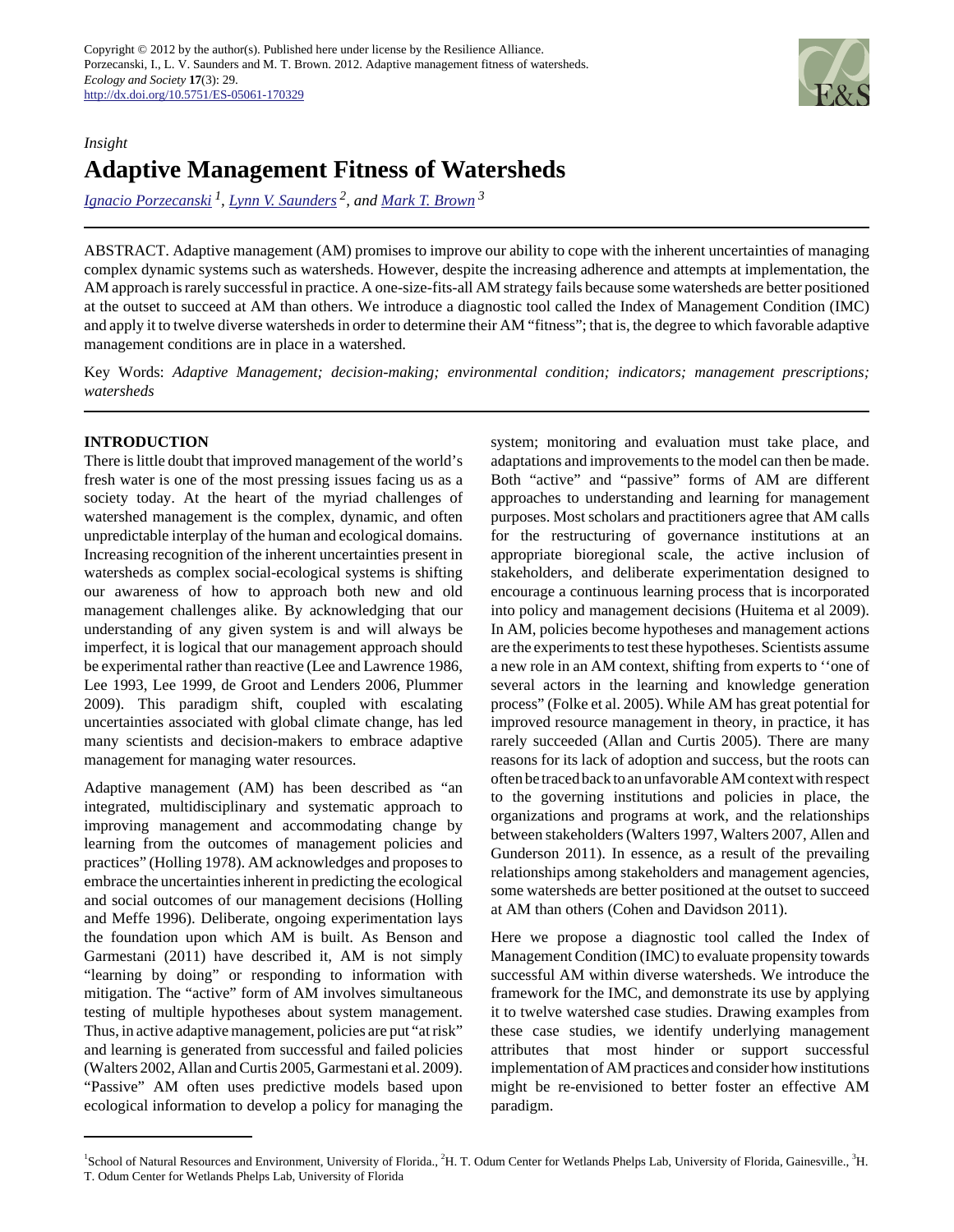Copyright © 2012 by the author(s). Published here under license by the Resilience Alliance.
Porzecanski, I., L. V. Saunders and M. T. Brown. 2012. Adaptive management fitness of watersheds. *Ecology and Society* **17**(3): 29.
http://dx.doi.org/10.5751/ES-05061-170329

*Insight*

# Adaptive Management Fitness of Watersheds

Ignacio Porzecanski [1], Lynn V. Saunders [2], and Mark T. Brown [3]

ABSTRACT. Adaptive management (AM) promises to improve our ability to cope with the inherent uncertainties of managing complex dynamic systems such as watersheds. However, despite the increasing adherence and attempts at implementation, the AM approach is rarely successful in practice. A one-size-fits-all AM strategy fails because some watersheds are better positioned at the outset to succeed at AM than others. We introduce a diagnostic tool called the Index of Management Condition (IMC) and apply it to twelve diverse watersheds in order to determine their AM "fitness"; that is, the degree to which favorable adaptive management conditions are in place in a watershed.

Key Words: *Adaptive Management; decision-making; environmental condition; indicators; management prescriptions; watersheds*

## INTRODUCTION

There is little doubt that improved management of the world's fresh water is one of the most pressing issues facing us as a society today. At the heart of the myriad challenges of watershed management is the complex, dynamic, and often unpredictable interplay of the human and ecological domains. Increasing recognition of the inherent uncertainties present in watersheds as complex social-ecological systems is shifting our awareness of how to approach both new and old management challenges alike. By acknowledging that our understanding of any given system is and will always be imperfect, it is logical that our management approach should be experimental rather than reactive (Lee and Lawrence 1986, Lee 1993, Lee 1999, de Groot and Lenders 2006, Plummer 2009). This paradigm shift, coupled with escalating uncertainties associated with global climate change, has led many scientists and decision-makers to embrace adaptive management for managing water resources.

Adaptive management (AM) has been described as "an integrated, multidisciplinary and systematic approach to improving management and accommodating change by learning from the outcomes of management policies and practices" (Holling 1978). AM acknowledges and proposes to embrace the uncertainties inherent in predicting the ecological and social outcomes of our management decisions (Holling and Meffe 1996). Deliberate, ongoing experimentation lays the foundation upon which AM is built. As Benson and Garmestani (2011) have described it, AM is not simply "learning by doing" or responding to information with mitigation. The "active" form of AM involves simultaneous testing of multiple hypotheses about system management. Thus, in active adaptive management, policies are put "at risk" and learning is generated from successful and failed policies (Walters 2002, Allan and Curtis 2005, Garmestani et al. 2009). "Passive" AM often uses predictive models based upon ecological information to develop a policy for managing the system; monitoring and evaluation must take place, and adaptations and improvements to the model can then be made. Both "active" and "passive" forms of AM are different approaches to understanding and learning for management purposes. Most scholars and practitioners agree that AM calls for the restructuring of governance institutions at an appropriate bioregional scale, the active inclusion of stakeholders, and deliberate experimentation designed to encourage a continuous learning process that is incorporated into policy and management decisions (Huitema et al 2009). In AM, policies become hypotheses and management actions are the experiments to test these hypotheses. Scientists assume a new role in an AM context, shifting from experts to ''one of several actors in the learning and knowledge generation process" (Folke et al. 2005). While AM has great potential for improved resource management in theory, in practice, it has rarely succeeded (Allan and Curtis 2005). There are many reasons for its lack of adoption and success, but the roots can often be traced back to an unfavorable AM context with respect to the governing institutions and policies in place, the organizations and programs at work, and the relationships between stakeholders (Walters 1997, Walters 2007, Allen and Gunderson 2011). In essence, as a result of the prevailing relationships among stakeholders and management agencies, some watersheds are better positioned at the outset to succeed at AM than others (Cohen and Davidson 2011).

Here we propose a diagnostic tool called the Index of Management Condition (IMC) to evaluate propensity towards successful AM within diverse watersheds. We introduce the framework for the IMC, and demonstrate its use by applying it to twelve watershed case studies. Drawing examples from these case studies, we identify underlying management attributes that most hinder or support successful implementation of AM practices and consider how institutions might be re-envisioned to better foster an effective AM paradigm.

[1] School of Natural Resources and Environment, University of Florida., [2] H. T. Odum Center for Wetlands Phelps Lab, University of Florida, Gainesville., [3] H. T. Odum Center for Wetlands Phelps Lab, University of Florida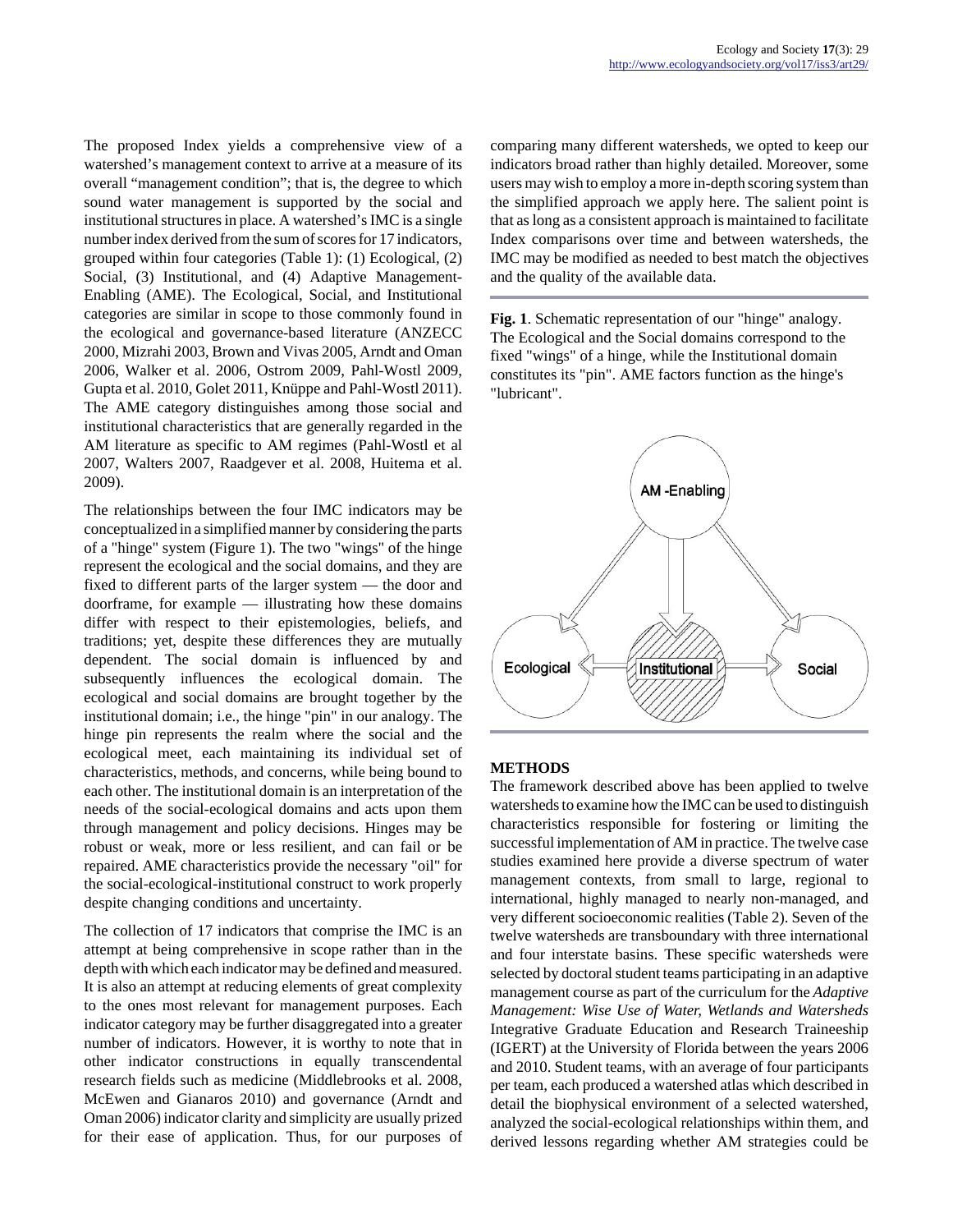The proposed Index yields a comprehensive view of a watershed's management context to arrive at a measure of its overall "management condition"; that is, the degree to which sound water management is supported by the social and institutional structures in place. A watershed's IMC is a single number index derived from the sum of scores for 17 indicators, grouped within four categories (Table 1): (1) Ecological, (2) Social, (3) Institutional, and (4) Adaptive Management-Enabling (AME). The Ecological, Social, and Institutional categories are similar in scope to those commonly found in the ecological and governance-based literature (ANZECC 2000, Mizrahi 2003, Brown and Vivas 2005, Arndt and Oman 2006, Walker et al. 2006, Ostrom 2009, Pahl-Wostl 2009, Gupta et al. 2010, Golet 2011, Knüppe and Pahl-Wostl 2011). The AME category distinguishes among those social and institutional characteristics that are generally regarded in the AM literature as specific to AM regimes (Pahl-Wostl et al 2007, Walters 2007, Raadgever et al. 2008, Huitema et al. 2009).

The relationships between the four IMC indicators may be conceptualized in a simplified manner by considering the parts of a "hinge" system (Figure 1). The two "wings" of the hinge represent the ecological and the social domains, and they are fixed to different parts of the larger system — the door and doorframe, for example — illustrating how these domains differ with respect to their epistemologies, beliefs, and traditions; yet, despite these differences they are mutually dependent. The social domain is influenced by and subsequently influences the ecological domain. The ecological and social domains are brought together by the institutional domain; i.e., the hinge "pin" in our analogy. The hinge pin represents the realm where the social and the ecological meet, each maintaining its individual set of characteristics, methods, and concerns, while being bound to each other. The institutional domain is an interpretation of the needs of the social-ecological domains and acts upon them through management and policy decisions. Hinges may be robust or weak, more or less resilient, and can fail or be repaired. AME characteristics provide the necessary "oil" for the social-ecological-institutional construct to work properly despite changing conditions and uncertainty.

The collection of 17 indicators that comprise the IMC is an attempt at being comprehensive in scope rather than in the depth with which each indicator may be defined and measured. It is also an attempt at reducing elements of great complexity to the ones most relevant for management purposes. Each indicator category may be further disaggregated into a greater number of indicators. However, it is worthy to note that in other indicator constructions in equally transcendental research fields such as medicine (Middlebrooks et al. 2008, McEwen and Gianaros 2010) and governance (Arndt and Oman 2006) indicator clarity and simplicity are usually prized for their ease of application. Thus, for our purposes of comparing many different watersheds, we opted to keep our indicators broad rather than highly detailed. Moreover, some users may wish to employ a more in-depth scoring system than the simplified approach we apply here. The salient point is that as long as a consistent approach is maintained to facilitate Index comparisons over time and between watersheds, the IMC may be modified as needed to best match the objectives and the quality of the available data.

**Fig. 1**. Schematic representation of our "hinge" analogy. The Ecological and the Social domains correspond to the fixed "wings" of a hinge, while the Institutional domain constitutes its "pin". AME factors function as the hinge's "lubricant".

## METHODS

The framework described above has been applied to twelve watersheds to examine how the IMC can be used to distinguish characteristics responsible for fostering or limiting the successful implementation of AM in practice. The twelve case studies examined here provide a diverse spectrum of water management contexts, from small to large, regional to international, highly managed to nearly non-managed, and very different socioeconomic realities (Table 2). Seven of the twelve watersheds are transboundary with three international and four interstate basins. These specific watersheds were selected by doctoral student teams participating in an adaptive management course as part of the curriculum for the *Adaptive Management: Wise Use of Water, Wetlands and Watersheds* Integrative Graduate Education and Research Traineeship (IGERT) at the University of Florida between the years 2006 and 2010. Student teams, with an average of four participants per team, each produced a watershed atlas which described in detail the biophysical environment of a selected watershed, analyzed the social-ecological relationships within them, and derived lessons regarding whether AM strategies could be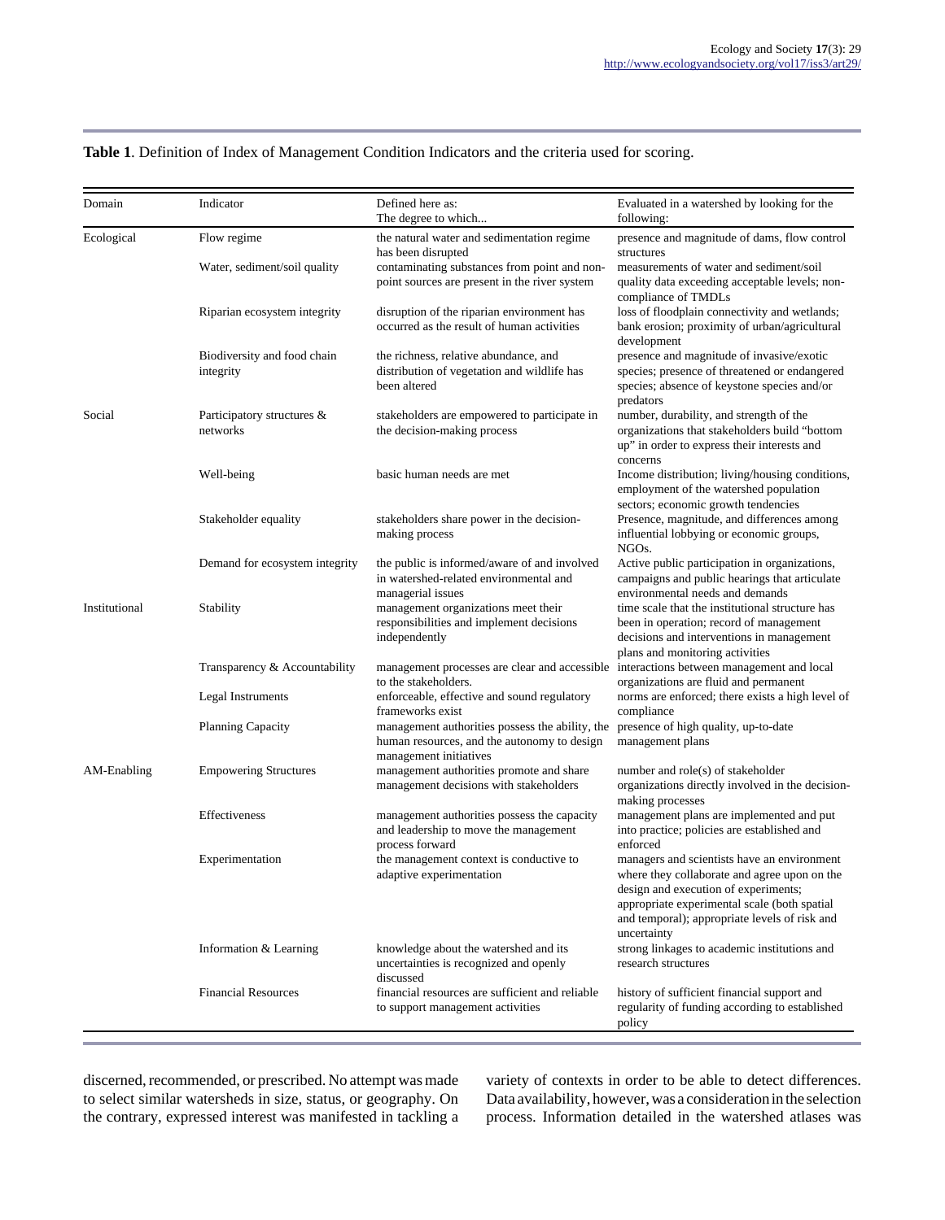**Table 1**. Definition of Index of Management Condition Indicators and the criteria used for scoring.

| Domain | Indicator | Defined here as: The degree to which... | Evaluated in a watershed by looking for the following: |
|---|---|---|---|
| Ecological | Flow regime | the natural water and sedimentation regime has been disrupted | presence and magnitude of dams, flow control structures |
| | Water, sediment/soil quality | contaminating substances from point and non-point sources are present in the river system | measurements of water and sediment/soil quality data exceeding acceptable levels; non-compliance of TMDLs |
| | Riparian ecosystem integrity | disruption of the riparian environment has occurred as the result of human activities | loss of floodplain connectivity and wetlands; bank erosion; proximity of urban/agricultural development |
| | Biodiversity and food chain integrity | the richness, relative abundance, and distribution of vegetation and wildlife has been altered | presence and magnitude of invasive/exotic species; presence of threatened or endangered species; absence of keystone species and/or predators |
| Social | Participatory structures & networks | stakeholders are empowered to participate in the decision-making process | number, durability, and strength of the organizations that stakeholders build "bottom up" in order to express their interests and concerns |
| | Well-being | basic human needs are met | Income distribution; living/housing conditions, employment of the watershed population sectors; economic growth tendencies |
| | Stakeholder equality | stakeholders share power in the decision-making process | Presence, magnitude, and differences among influential lobbying or economic groups, NGOs. |
| | Demand for ecosystem integrity | the public is informed/aware of and involved in watershed-related environmental and managerial issues | Active public participation in organizations, campaigns and public hearings that articulate environmental needs and demands |
| Institutional | Stability | management organizations meet their responsibilities and implement decisions independently | time scale that the institutional structure has been in operation; record of management decisions and interventions in management plans and monitoring activities |
| | Transparency & Accountability | management processes are clear and accessible to the stakeholders. | interactions between management and local organizations are fluid and permanent |
| | Legal Instruments | enforceable, effective and sound regulatory frameworks exist | norms are enforced; there exists a high level of compliance |
| | Planning Capacity | management authorities possess the ability, the human resources, and the autonomy to design management initiatives | presence of high quality, up-to-date management plans |
| AM-Enabling | Empowering Structures | management authorities promote and share management decisions with stakeholders | number and role(s) of stakeholder organizations directly involved in the decision-making processes |
| | Effectiveness | management authorities possess the capacity and leadership to move the management process forward | management plans are implemented and put into practice; policies are established and enforced |
| | Experimentation | the management context is conductive to adaptive experimentation | managers and scientists have an environment where they collaborate and agree upon on the design and execution of experiments; appropriate experimental scale (both spatial and temporal); appropriate levels of risk and uncertainty |
| | Information & Learning | knowledge about the watershed and its uncertainties is recognized and openly discussed | strong linkages to academic institutions and research structures |
| | Financial Resources | financial resources are sufficient and reliable to support management activities | history of sufficient financial support and regularity of funding according to established policy |

discerned, recommended, or prescribed. No attempt was made to select similar watersheds in size, status, or geography. On the contrary, expressed interest was manifested in tackling a variety of contexts in order to be able to detect differences. Data availability, however, was a consideration in the selection process. Information detailed in the watershed atlases was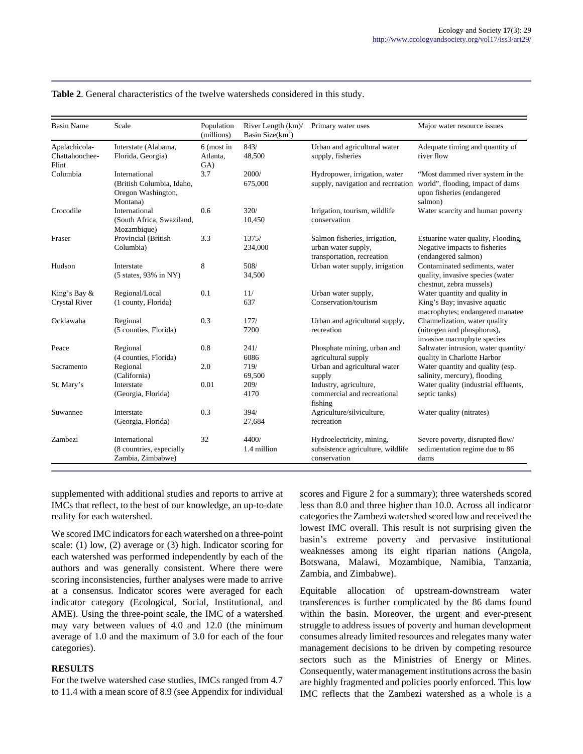**Table 2**. General characteristics of the twelve watersheds considered in this study.

| Basin Name | Scale | Population (millions) | River Length (km)/ Basin Size(km$^2$) | Primary water uses | Major water resource issues |
|---|---|---|---|---|---|
| Apalachicola-Chattahoochee-Flint | Interstate (Alabama, Florida, Georgia) | 6 (most in Atlanta, GA) | 843/ 48,500 | Urban and agricultural water supply, fisheries | Adequate timing and quantity of river flow |
| Columbia | International (British Columbia, Idaho, Oregon Washington, Montana) | 3.7 | 2000/ 675,000 | Hydropower, irrigation, water supply, navigation and recreation | "Most dammed river system in the world", flooding, impact of dams upon fisheries (endangered salmon) |
| Crocodile | International (South Africa, Swaziland, Mozambique) | 0.6 | 320/ 10,450 | Irrigation, tourism, wildlife conservation | Water scarcity and human poverty |
| Fraser | Provincial (British Columbia) | 3.3 | 1375/ 234,000 | Salmon fisheries, irrigation, urban water supply, transportation, recreation | Estuarine water quality, Flooding, Negative impacts to fisheries (endangered salmon) |
| Hudson | Interstate (5 states, 93% in NY) | 8 | 508/ 34,500 | Urban water supply, irrigation | Contaminated sediments, water quality, invasive species (water chestnut, zebra mussels) |
| King's Bay & Crystal River | Regional/Local (1 county, Florida) | 0.1 | 11/ 637 | Urban water supply, Conservation/tourism | Water quantity and quality in King's Bay; invasive aquatic macrophytes; endangered manatee |
| Ocklawaha | Regional (5 counties, Florida) | 0.3 | 177/ 7200 | Urban and agricultural supply, recreation | Channelization, water quality (nitrogen and phosphorus), invasive macrophyte species |
| Peace | Regional (4 counties, Florida) | 0.8 | 241/ 6086 | Phosphate mining, urban and agricultural supply | Saltwater intrusion, water quantity/ quality in Charlotte Harbor |
| Sacramento | Regional (California) | 2.0 | 719/ 69,500 | Urban and agricultural water supply | Water quantity and quality (esp. salinity, mercury), flooding |
| St. Mary's | Interstate (Georgia, Florida) | 0.01 | 209/ 4170 | Industry, agriculture, commercial and recreational fishing | Water quality (industrial effluents, septic tanks) |
| Suwannee | Interstate (Georgia, Florida) | 0.3 | 394/ 27,684 | Agriculture/silviculture, recreation | Water quality (nitrates) |
| Zambezi | International (8 countries, especially Zambia, Zimbabwe) | 32 | 4400/ 1.4 million | Hydroelectricity, mining, subsistence agriculture, wildlife conservation | Severe poverty, disrupted flow/ sedimentation regime due to 86 dams |

supplemented with additional studies and reports to arrive at IMCs that reflect, to the best of our knowledge, an up-to-date reality for each watershed.

We scored IMC indicators for each watershed on a three-point scale: (1) low, (2) average or (3) high. Indicator scoring for each watershed was performed independently by each of the authors and was generally consistent. Where there were scoring inconsistencies, further analyses were made to arrive at a consensus. Indicator scores were averaged for each indicator category (Ecological, Social, Institutional, and AME). Using the three-point scale, the IMC of a watershed may vary between values of 4.0 and 12.0 (the minimum average of 1.0 and the maximum of 3.0 for each of the four categories).

## RESULTS

For the twelve watershed case studies, IMCs ranged from 4.7 to 11.4 with a mean score of 8.9 (see Appendix for individual scores and Figure 2 for a summary); three watersheds scored less than 8.0 and three higher than 10.0. Across all indicator categories the Zambezi watershed scored low and received the lowest IMC overall. This result is not surprising given the basin's extreme poverty and pervasive institutional weaknesses among its eight riparian nations (Angola, Botswana, Malawi, Mozambique, Namibia, Tanzania, Zambia, and Zimbabwe).

Equitable allocation of upstream-downstream water transferences is further complicated by the 86 dams found within the basin. Moreover, the urgent and ever-present struggle to address issues of poverty and human development consumes already limited resources and relegates many water management decisions to be driven by competing resource sectors such as the Ministries of Energy or Mines. Consequently, water management institutions across the basin are highly fragmented and policies poorly enforced. This low IMC reflects that the Zambezi watershed as a whole is a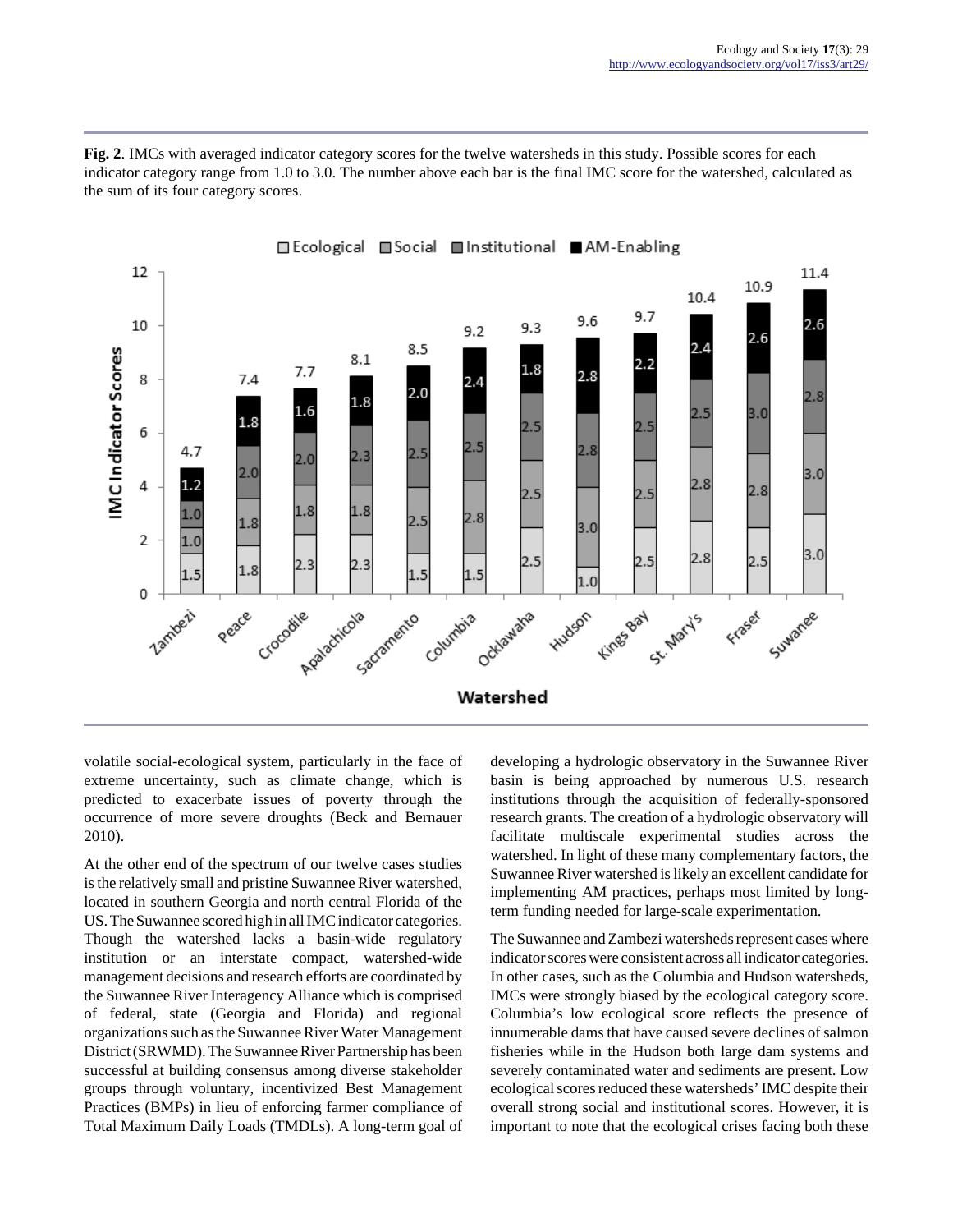**Fig. 2**. IMCs with averaged indicator category scores for the twelve watersheds in this study. Possible scores for each indicator category range from 1.0 to 3.0. The number above each bar is the final IMC score for the watershed, calculated as the sum of its four category scores.

volatile social-ecological system, particularly in the face of extreme uncertainty, such as climate change, which is predicted to exacerbate issues of poverty through the occurrence of more severe droughts (Beck and Bernauer 2010).

At the other end of the spectrum of our twelve cases studies is the relatively small and pristine Suwannee River watershed, located in southern Georgia and north central Florida of the US. The Suwannee scored high in all IMC indicator categories. Though the watershed lacks a basin-wide regulatory institution or an interstate compact, watershed-wide management decisions and research efforts are coordinated by the Suwannee River Interagency Alliance which is comprised of federal, state (Georgia and Florida) and regional organizations such as the Suwannee River Water Management District (SRWMD). The Suwannee River Partnership has been successful at building consensus among diverse stakeholder groups through voluntary, incentivized Best Management Practices (BMPs) in lieu of enforcing farmer compliance of Total Maximum Daily Loads (TMDLs). A long-term goal of developing a hydrologic observatory in the Suwannee River basin is being approached by numerous U.S. research institutions through the acquisition of federally-sponsored research grants. The creation of a hydrologic observatory will facilitate multiscale experimental studies across the watershed. In light of these many complementary factors, the Suwannee River watershed is likely an excellent candidate for implementing AM practices, perhaps most limited by long-term funding needed for large-scale experimentation.

The Suwannee and Zambezi watersheds represent cases where indicator scores were consistent across all indicator categories. In other cases, such as the Columbia and Hudson watersheds, IMCs were strongly biased by the ecological category score. Columbia's low ecological score reflects the presence of innumerable dams that have caused severe declines of salmon fisheries while in the Hudson both large dam systems and severely contaminated water and sediments are present. Low ecological scores reduced these watersheds' IMC despite their overall strong social and institutional scores. However, it is important to note that the ecological crises facing both these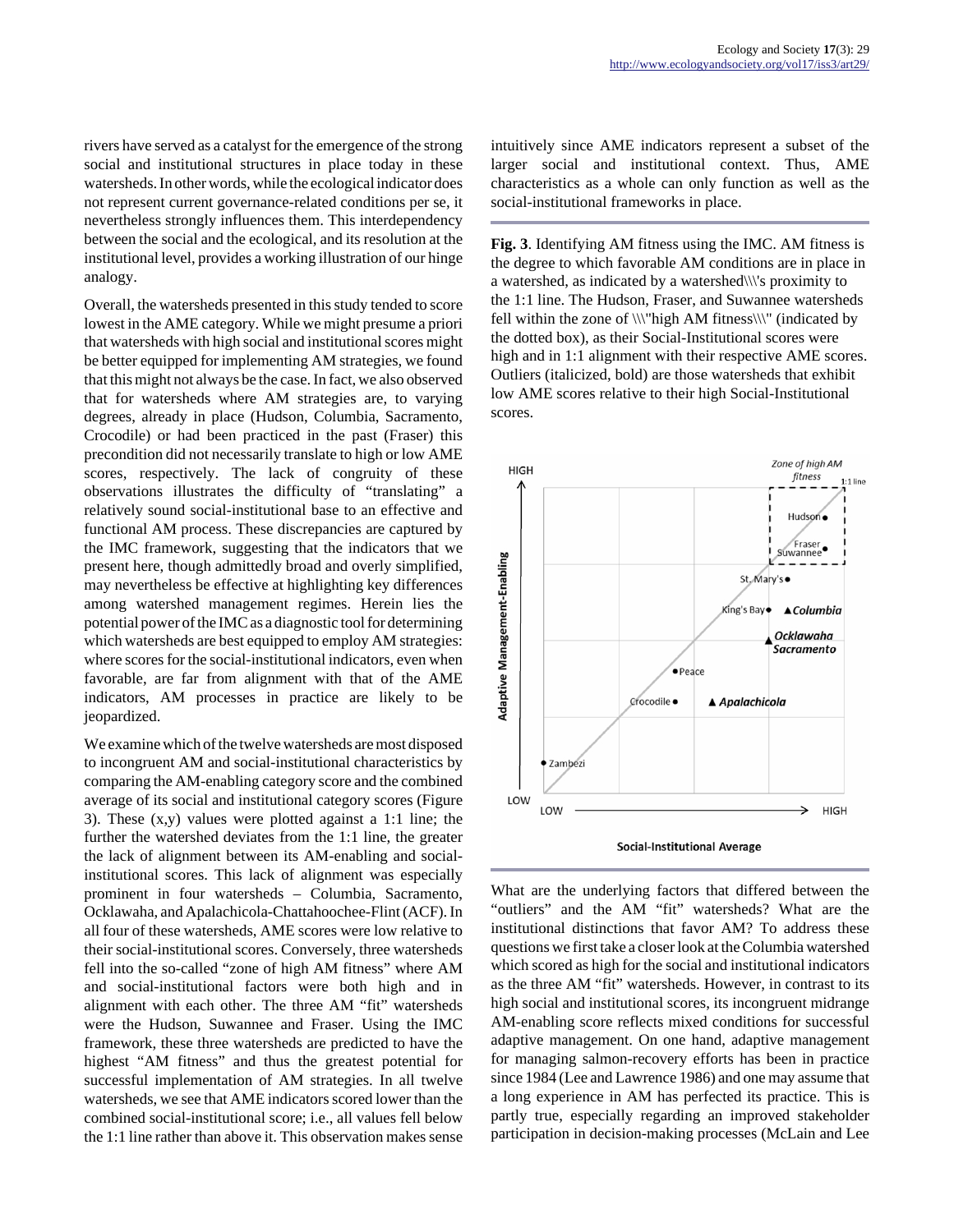rivers have served as a catalyst for the emergence of the strong social and institutional structures in place today in these watersheds. In other words, while the ecological indicator does not represent current governance-related conditions per se, it nevertheless strongly influences them. This interdependency between the social and the ecological, and its resolution at the institutional level, provides a working illustration of our hinge analogy.

Overall, the watersheds presented in this study tended to score lowest in the AME category. While we might presume a priori that watersheds with high social and institutional scores might be better equipped for implementing AM strategies, we found that this might not always be the case. In fact, we also observed that for watersheds where AM strategies are, to varying degrees, already in place (Hudson, Columbia, Sacramento, Crocodile) or had been practiced in the past (Fraser) this precondition did not necessarily translate to high or low AME scores, respectively. The lack of congruity of these observations illustrates the difficulty of "translating" a relatively sound social-institutional base to an effective and functional AM process. These discrepancies are captured by the IMC framework, suggesting that the indicators that we present here, though admittedly broad and overly simplified, may nevertheless be effective at highlighting key differences among watershed management regimes. Herein lies the potential power of the IMC as a diagnostic tool for determining which watersheds are best equipped to employ AM strategies: where scores for the social-institutional indicators, even when favorable, are far from alignment with that of the AME indicators, AM processes in practice are likely to be jeopardized.

We examine which of the twelve watersheds are most disposed to incongruent AM and social-institutional characteristics by comparing the AM-enabling category score and the combined average of its social and institutional category scores (Figure 3). These (x,y) values were plotted against a 1:1 line; the further the watershed deviates from the 1:1 line, the greater the lack of alignment between its AM-enabling and social-institutional scores. This lack of alignment was especially prominent in four watersheds – Columbia, Sacramento, Ocklawaha, and Apalachicola-Chattahoochee-Flint (ACF). In all four of these watersheds, AME scores were low relative to their social-institutional scores. Conversely, three watersheds fell into the so-called "zone of high AM fitness" where AM and social-institutional factors were both high and in alignment with each other. The three AM "fit" watersheds were the Hudson, Suwannee and Fraser. Using the IMC framework, these three watersheds are predicted to have the highest "AM fitness" and thus the greatest potential for successful implementation of AM strategies. In all twelve watersheds, we see that AME indicators scored lower than the combined social-institutional score; i.e., all values fell below the 1:1 line rather than above it. This observation makes sense intuitively since AME indicators represent a subset of the larger social and institutional context. Thus, AME characteristics as a whole can only function as well as the social-institutional frameworks in place.

**Fig. 3**. Identifying AM fitness using the IMC. AM fitness is the degree to which favorable AM conditions are in place in a watershed, as indicated by a watershed's proximity to the 1:1 line. The Hudson, Fraser, and Suwannee watersheds fell within the zone of "high AM fitness" (indicated by the dotted box), as their Social-Institutional scores were high and in 1:1 alignment with their respective AME scores. Outliers (italicized, bold) are those watersheds that exhibit low AME scores relative to their high Social-Institutional scores.

What are the underlying factors that differed between the "outliers" and the AM "fit" watersheds? What are the institutional distinctions that favor AM? To address these questions we first take a closer look at the Columbia watershed which scored as high for the social and institutional indicators as the three AM "fit" watersheds. However, in contrast to its high social and institutional scores, its incongruent midrange AM-enabling score reflects mixed conditions for successful adaptive management. On one hand, adaptive management for managing salmon-recovery efforts has been in practice since 1984 (Lee and Lawrence 1986) and one may assume that a long experience in AM has perfected its practice. This is partly true, especially regarding an improved stakeholder participation in decision-making processes (McLain and Lee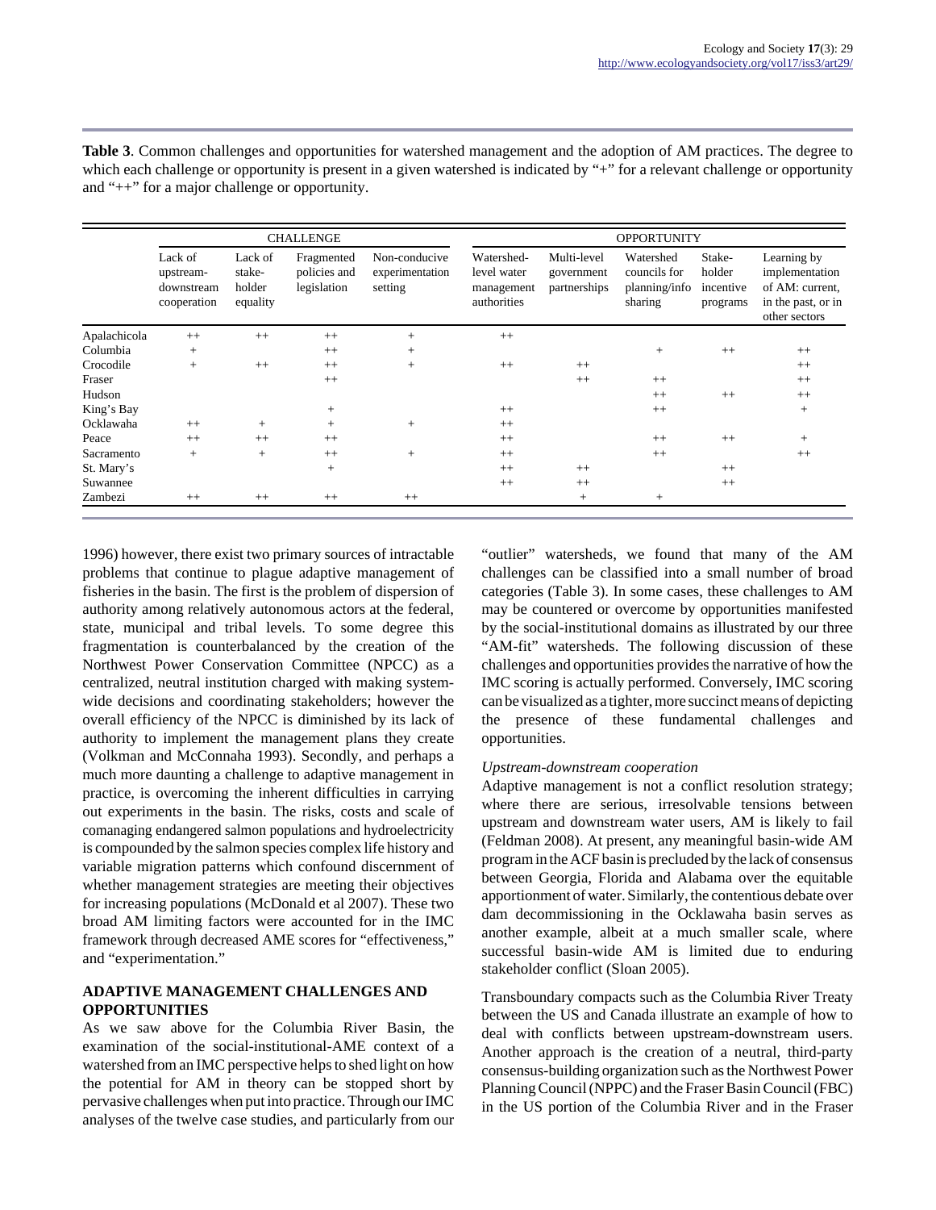**Table 3**. Common challenges and opportunities for watershed management and the adoption of AM practices. The degree to which each challenge or opportunity is present in a given watershed is indicated by "+" for a relevant challenge or opportunity and "++" for a major challenge or opportunity.

| | CHALLENGE | | | | OPPORTUNITY | | | | |
|---|---|---|---|---|---|---|---|---|---|
| | Lack of upstream-downstream cooperation | Lack of stake-holder equality | Fragmented policies and legislation | Non-conducive experimentation setting | Watershed-level water management authorities | Multi-level government partnerships | Watershed councils for planning/info sharing | Stake-holder incentive programs | Learning by implementation of AM: current, in the past, or in other sectors |
| Apalachicola | ++ | ++ | ++ | + | ++ | | | | |
| Columbia | + | | ++ | + | | | + | ++ | ++ |
| Crocodile | + | ++ | ++ | + | ++ | ++ | | | ++ |
| Fraser | | | ++ | | | ++ | ++ | | ++ |
| Hudson | | | | | | | ++ | ++ | ++ |
| King's Bay | | | + | | ++ | | ++ | | + |
| Ocklawaha | ++ | + | + | + | ++ | | | | |
| Peace | ++ | ++ | ++ | | ++ | | ++ | ++ | + |
| Sacramento | + | + | ++ | + | ++ | | ++ | | ++ |
| St. Mary's | | | + | | ++ | ++ | | ++ | |
| Suwannee | | | | | ++ | ++ | | ++ | |
| Zambezi | ++ | ++ | ++ | ++ | | + | + | | |

1996) however, there exist two primary sources of intractable problems that continue to plague adaptive management of fisheries in the basin. The first is the problem of dispersion of authority among relatively autonomous actors at the federal, state, municipal and tribal levels. To some degree this fragmentation is counterbalanced by the creation of the Northwest Power Conservation Committee (NPCC) as a centralized, neutral institution charged with making system-wide decisions and coordinating stakeholders; however the overall efficiency of the NPCC is diminished by its lack of authority to implement the management plans they create (Volkman and McConnaha 1993). Secondly, and perhaps a much more daunting a challenge to adaptive management in practice, is overcoming the inherent difficulties in carrying out experiments in the basin. The risks, costs and scale of comanaging endangered salmon populations and hydroelectricity is compounded by the salmon species complex life history and variable migration patterns which confound discernment of whether management strategies are meeting their objectives for increasing populations (McDonald et al 2007). These two broad AM limiting factors were accounted for in the IMC framework through decreased AME scores for "effectiveness," and "experimentation."

## ADAPTIVE MANAGEMENT CHALLENGES AND OPPORTUNITIES

As we saw above for the Columbia River Basin, the examination of the social-institutional-AME context of a watershed from an IMC perspective helps to shed light on how the potential for AM in theory can be stopped short by pervasive challenges when put into practice. Through our IMC analyses of the twelve case studies, and particularly from our "outlier" watersheds, we found that many of the AM challenges can be classified into a small number of broad categories (Table 3). In some cases, these challenges to AM may be countered or overcome by opportunities manifested by the social-institutional domains as illustrated by our three "AM-fit" watersheds. The following discussion of these challenges and opportunities provides the narrative of how the IMC scoring is actually performed. Conversely, IMC scoring can be visualized as a tighter, more succinct means of depicting the presence of these fundamental challenges and opportunities.

*Upstream-downstream cooperation*

Adaptive management is not a conflict resolution strategy; where there are serious, irresolvable tensions between upstream and downstream water users, AM is likely to fail (Feldman 2008). At present, any meaningful basin-wide AM program in the ACF basin is precluded by the lack of consensus between Georgia, Florida and Alabama over the equitable apportionment of water. Similarly, the contentious debate over dam decommissioning in the Ocklawaha basin serves as another example, albeit at a much smaller scale, where successful basin-wide AM is limited due to enduring stakeholder conflict (Sloan 2005).

Transboundary compacts such as the Columbia River Treaty between the US and Canada illustrate an example of how to deal with conflicts between upstream-downstream users. Another approach is the creation of a neutral, third-party consensus-building organization such as the Northwest Power Planning Council (NPPC) and the Fraser Basin Council (FBC) in the US portion of the Columbia River and in the Fraser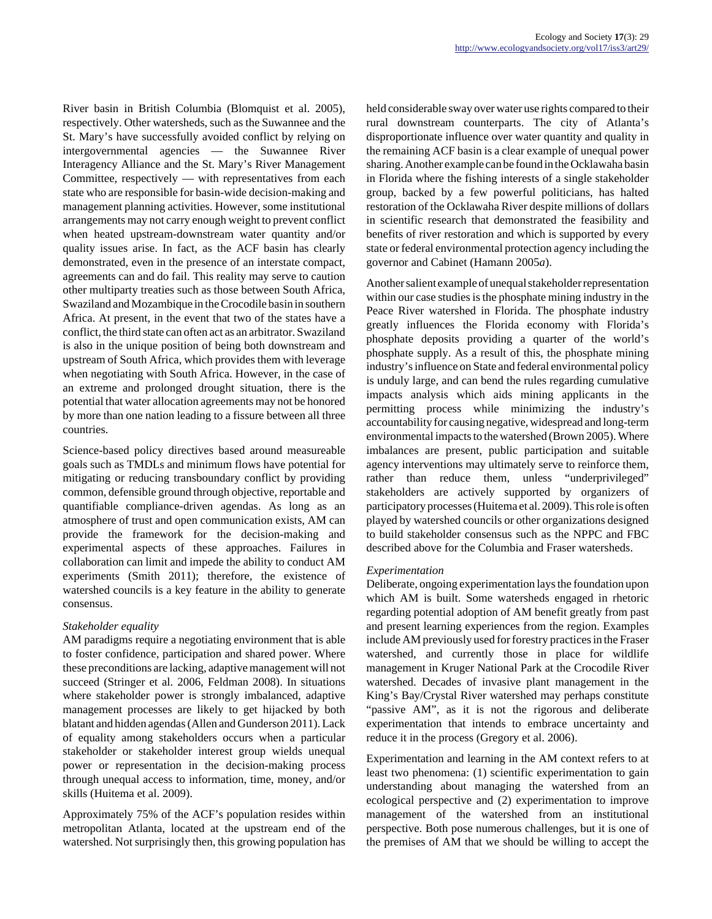River basin in British Columbia (Blomquist et al. 2005), respectively. Other watersheds, such as the Suwannee and the St. Mary's have successfully avoided conflict by relying on intergovernmental agencies — the Suwannee River Interagency Alliance and the St. Mary's River Management Committee, respectively — with representatives from each state who are responsible for basin-wide decision-making and management planning activities. However, some institutional arrangements may not carry enough weight to prevent conflict when heated upstream-downstream water quantity and/or quality issues arise. In fact, as the ACF basin has clearly demonstrated, even in the presence of an interstate compact, agreements can and do fail. This reality may serve to caution other multiparty treaties such as those between South Africa, Swaziland and Mozambique in the Crocodile basin in southern Africa. At present, in the event that two of the states have a conflict, the third state can often act as an arbitrator. Swaziland is also in the unique position of being both downstream and upstream of South Africa, which provides them with leverage when negotiating with South Africa. However, in the case of an extreme and prolonged drought situation, there is the potential that water allocation agreements may not be honored by more than one nation leading to a fissure between all three countries.

Science-based policy directives based around measureable goals such as TMDLs and minimum flows have potential for mitigating or reducing transboundary conflict by providing common, defensible ground through objective, reportable and quantifiable compliance-driven agendas. As long as an atmosphere of trust and open communication exists, AM can provide the framework for the decision-making and experimental aspects of these approaches. Failures in collaboration can limit and impede the ability to conduct AM experiments (Smith 2011); therefore, the existence of watershed councils is a key feature in the ability to generate consensus.

*Stakeholder equality*

AM paradigms require a negotiating environment that is able to foster confidence, participation and shared power. Where these preconditions are lacking, adaptive management will not succeed (Stringer et al. 2006, Feldman 2008). In situations where stakeholder power is strongly imbalanced, adaptive management processes are likely to get hijacked by both blatant and hidden agendas (Allen and Gunderson 2011). Lack of equality among stakeholders occurs when a particular stakeholder or stakeholder interest group wields unequal power or representation in the decision-making process through unequal access to information, time, money, and/or skills (Huitema et al. 2009).

Approximately 75% of the ACF's population resides within metropolitan Atlanta, located at the upstream end of the watershed. Not surprisingly then, this growing population has held considerable sway over water use rights compared to their rural downstream counterparts. The city of Atlanta's disproportionate influence over water quantity and quality in the remaining ACF basin is a clear example of unequal power sharing. Another example can be found in the Ocklawaha basin in Florida where the fishing interests of a single stakeholder group, backed by a few powerful politicians, has halted restoration of the Ocklawaha River despite millions of dollars in scientific research that demonstrated the feasibility and benefits of river restoration and which is supported by every state or federal environmental protection agency including the governor and Cabinet (Hamann 2005*a*).

Another salient example of unequal stakeholder representation within our case studies is the phosphate mining industry in the Peace River watershed in Florida. The phosphate industry greatly influences the Florida economy with Florida's phosphate deposits providing a quarter of the world's phosphate supply. As a result of this, the phosphate mining industry's influence on State and federal environmental policy is unduly large, and can bend the rules regarding cumulative impacts analysis which aids mining applicants in the permitting process while minimizing the industry's accountability for causing negative, widespread and long-term environmental impacts to the watershed (Brown 2005). Where imbalances are present, public participation and suitable agency interventions may ultimately serve to reinforce them, rather than reduce them, unless "underprivileged" stakeholders are actively supported by organizers of participatory processes (Huitema et al. 2009). This role is often played by watershed councils or other organizations designed to build stakeholder consensus such as the NPPC and FBC described above for the Columbia and Fraser watersheds.

*Experimentation*

Deliberate, ongoing experimentation lays the foundation upon which AM is built. Some watersheds engaged in rhetoric regarding potential adoption of AM benefit greatly from past and present learning experiences from the region. Examples include AM previously used for forestry practices in the Fraser watershed, and currently those in place for wildlife management in Kruger National Park at the Crocodile River watershed. Decades of invasive plant management in the King's Bay/Crystal River watershed may perhaps constitute "passive AM", as it is not the rigorous and deliberate experimentation that intends to embrace uncertainty and reduce it in the process (Gregory et al. 2006).

Experimentation and learning in the AM context refers to at least two phenomena: (1) scientific experimentation to gain understanding about managing the watershed from an ecological perspective and (2) experimentation to improve management of the watershed from an institutional perspective. Both pose numerous challenges, but it is one of the premises of AM that we should be willing to accept the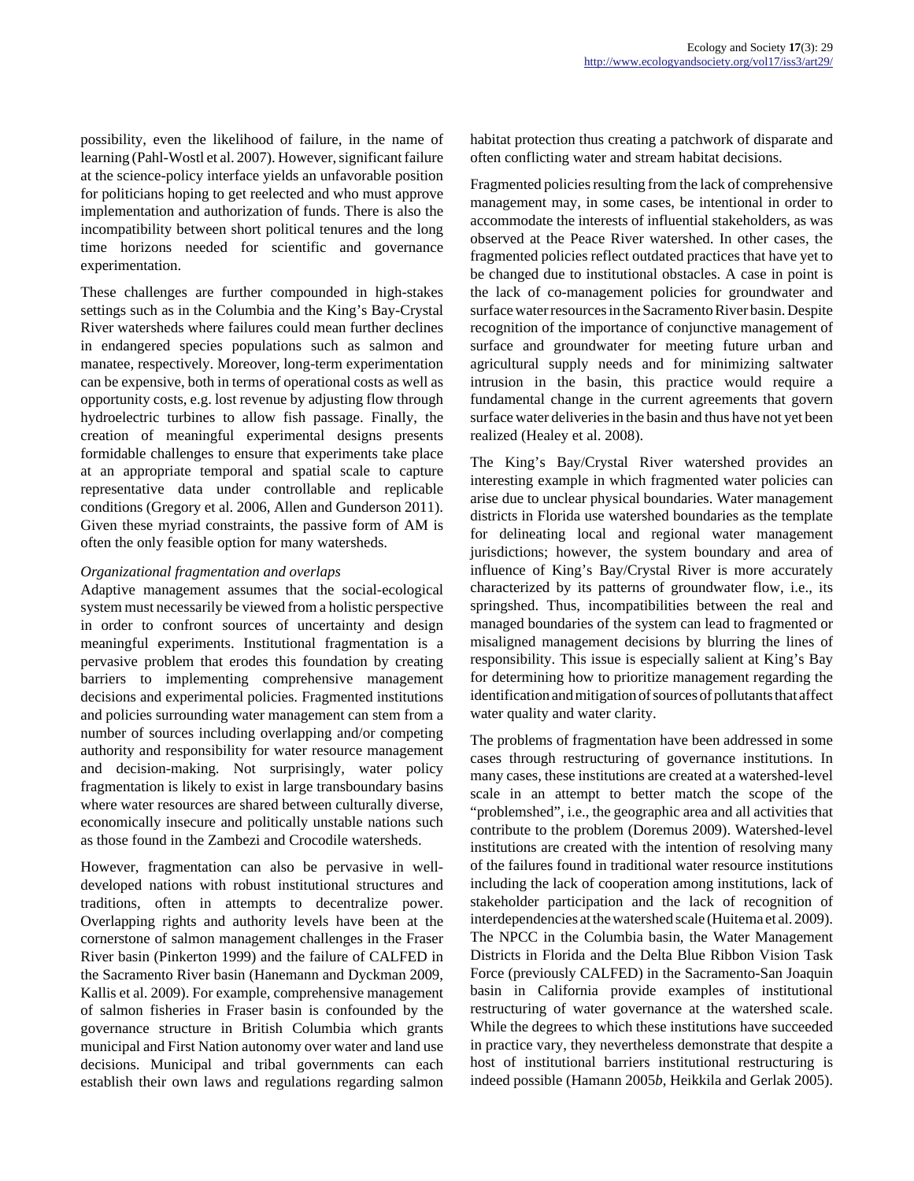possibility, even the likelihood of failure, in the name of learning (Pahl-Wostl et al. 2007). However, significant failure at the science-policy interface yields an unfavorable position for politicians hoping to get reelected and who must approve implementation and authorization of funds. There is also the incompatibility between short political tenures and the long time horizons needed for scientific and governance experimentation.

These challenges are further compounded in high-stakes settings such as in the Columbia and the King's Bay-Crystal River watersheds where failures could mean further declines in endangered species populations such as salmon and manatee, respectively. Moreover, long-term experimentation can be expensive, both in terms of operational costs as well as opportunity costs, e.g. lost revenue by adjusting flow through hydroelectric turbines to allow fish passage. Finally, the creation of meaningful experimental designs presents formidable challenges to ensure that experiments take place at an appropriate temporal and spatial scale to capture representative data under controllable and replicable conditions (Gregory et al. 2006, Allen and Gunderson 2011). Given these myriad constraints, the passive form of AM is often the only feasible option for many watersheds.

*Organizational fragmentation and overlaps*

Adaptive management assumes that the social-ecological system must necessarily be viewed from a holistic perspective in order to confront sources of uncertainty and design meaningful experiments. Institutional fragmentation is a pervasive problem that erodes this foundation by creating barriers to implementing comprehensive management decisions and experimental policies. Fragmented institutions and policies surrounding water management can stem from a number of sources including overlapping and/or competing authority and responsibility for water resource management and decision-making. Not surprisingly, water policy fragmentation is likely to exist in large transboundary basins where water resources are shared between culturally diverse, economically insecure and politically unstable nations such as those found in the Zambezi and Crocodile watersheds.

However, fragmentation can also be pervasive in well-developed nations with robust institutional structures and traditions, often in attempts to decentralize power. Overlapping rights and authority levels have been at the cornerstone of salmon management challenges in the Fraser River basin (Pinkerton 1999) and the failure of CALFED in the Sacramento River basin (Hanemann and Dyckman 2009, Kallis et al. 2009). For example, comprehensive management of salmon fisheries in Fraser basin is confounded by the governance structure in British Columbia which grants municipal and First Nation autonomy over water and land use decisions. Municipal and tribal governments can each establish their own laws and regulations regarding salmon habitat protection thus creating a patchwork of disparate and often conflicting water and stream habitat decisions.

Fragmented policies resulting from the lack of comprehensive management may, in some cases, be intentional in order to accommodate the interests of influential stakeholders, as was observed at the Peace River watershed. In other cases, the fragmented policies reflect outdated practices that have yet to be changed due to institutional obstacles. A case in point is the lack of co-management policies for groundwater and surface water resources in the Sacramento River basin. Despite recognition of the importance of conjunctive management of surface and groundwater for meeting future urban and agricultural supply needs and for minimizing saltwater intrusion in the basin, this practice would require a fundamental change in the current agreements that govern surface water deliveries in the basin and thus have not yet been realized (Healey et al. 2008).

The King's Bay/Crystal River watershed provides an interesting example in which fragmented water policies can arise due to unclear physical boundaries. Water management districts in Florida use watershed boundaries as the template for delineating local and regional water management jurisdictions; however, the system boundary and area of influence of King's Bay/Crystal River is more accurately characterized by its patterns of groundwater flow, i.e., its springshed. Thus, incompatibilities between the real and managed boundaries of the system can lead to fragmented or misaligned management decisions by blurring the lines of responsibility. This issue is especially salient at King's Bay for determining how to prioritize management regarding the identification and mitigation of sources of pollutants that affect water quality and water clarity.

The problems of fragmentation have been addressed in some cases through restructuring of governance institutions. In many cases, these institutions are created at a watershed-level scale in an attempt to better match the scope of the "problemshed", i.e., the geographic area and all activities that contribute to the problem (Doremus 2009). Watershed-level institutions are created with the intention of resolving many of the failures found in traditional water resource institutions including the lack of cooperation among institutions, lack of stakeholder participation and the lack of recognition of interdependencies at the watershed scale (Huitema et al. 2009). The NPCC in the Columbia basin, the Water Management Districts in Florida and the Delta Blue Ribbon Vision Task Force (previously CALFED) in the Sacramento-San Joaquin basin in California provide examples of institutional restructuring of water governance at the watershed scale. While the degrees to which these institutions have succeeded in practice vary, they nevertheless demonstrate that despite a host of institutional barriers institutional restructuring is indeed possible (Hamann 2005*b*, Heikkila and Gerlak 2005).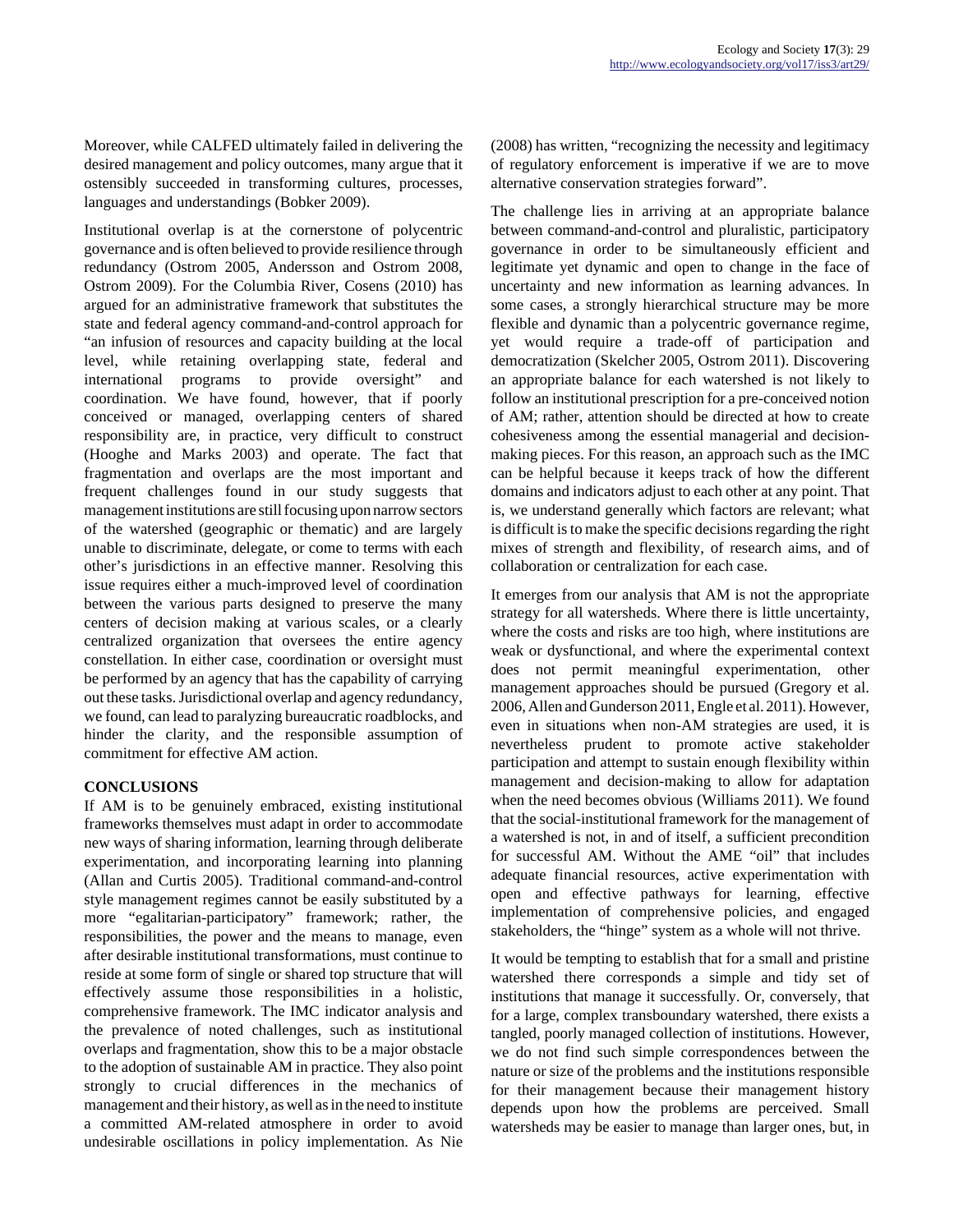Moreover, while CALFED ultimately failed in delivering the desired management and policy outcomes, many argue that it ostensibly succeeded in transforming cultures, processes, languages and understandings (Bobker 2009).

Institutional overlap is at the cornerstone of polycentric governance and is often believed to provide resilience through redundancy (Ostrom 2005, Andersson and Ostrom 2008, Ostrom 2009). For the Columbia River, Cosens (2010) has argued for an administrative framework that substitutes the state and federal agency command-and-control approach for "an infusion of resources and capacity building at the local level, while retaining overlapping state, federal and international programs to provide oversight" and coordination. We have found, however, that if poorly conceived or managed, overlapping centers of shared responsibility are, in practice, very difficult to construct (Hooghe and Marks 2003) and operate. The fact that fragmentation and overlaps are the most important and frequent challenges found in our study suggests that management institutions are still focusing upon narrow sectors of the watershed (geographic or thematic) and are largely unable to discriminate, delegate, or come to terms with each other's jurisdictions in an effective manner. Resolving this issue requires either a much-improved level of coordination between the various parts designed to preserve the many centers of decision making at various scales, or a clearly centralized organization that oversees the entire agency constellation. In either case, coordination or oversight must be performed by an agency that has the capability of carrying out these tasks. Jurisdictional overlap and agency redundancy, we found, can lead to paralyzing bureaucratic roadblocks, and hinder the clarity, and the responsible assumption of commitment for effective AM action.

## CONCLUSIONS

If AM is to be genuinely embraced, existing institutional frameworks themselves must adapt in order to accommodate new ways of sharing information, learning through deliberate experimentation, and incorporating learning into planning (Allan and Curtis 2005). Traditional command-and-control style management regimes cannot be easily substituted by a more "egalitarian-participatory" framework; rather, the responsibilities, the power and the means to manage, even after desirable institutional transformations, must continue to reside at some form of single or shared top structure that will effectively assume those responsibilities in a holistic, comprehensive framework. The IMC indicator analysis and the prevalence of noted challenges, such as institutional overlaps and fragmentation, show this to be a major obstacle to the adoption of sustainable AM in practice. They also point strongly to crucial differences in the mechanics of management and their history, as well as in the need to institute a committed AM-related atmosphere in order to avoid undesirable oscillations in policy implementation. As Nie (2008) has written, "recognizing the necessity and legitimacy of regulatory enforcement is imperative if we are to move alternative conservation strategies forward".

The challenge lies in arriving at an appropriate balance between command-and-control and pluralistic, participatory governance in order to be simultaneously efficient and legitimate yet dynamic and open to change in the face of uncertainty and new information as learning advances. In some cases, a strongly hierarchical structure may be more flexible and dynamic than a polycentric governance regime, yet would require a trade-off of participation and democratization (Skelcher 2005, Ostrom 2011). Discovering an appropriate balance for each watershed is not likely to follow an institutional prescription for a pre-conceived notion of AM; rather, attention should be directed at how to create cohesiveness among the essential managerial and decision-making pieces. For this reason, an approach such as the IMC can be helpful because it keeps track of how the different domains and indicators adjust to each other at any point. That is, we understand generally which factors are relevant; what is difficult is to make the specific decisions regarding the right mixes of strength and flexibility, of research aims, and of collaboration or centralization for each case.

It emerges from our analysis that AM is not the appropriate strategy for all watersheds. Where there is little uncertainty, where the costs and risks are too high, where institutions are weak or dysfunctional, and where the experimental context does not permit meaningful experimentation, other management approaches should be pursued (Gregory et al. 2006, Allen and Gunderson 2011, Engle et al. 2011). However, even in situations when non-AM strategies are used, it is nevertheless prudent to promote active stakeholder participation and attempt to sustain enough flexibility within management and decision-making to allow for adaptation when the need becomes obvious (Williams 2011). We found that the social-institutional framework for the management of a watershed is not, in and of itself, a sufficient precondition for successful AM. Without the AME "oil" that includes adequate financial resources, active experimentation with open and effective pathways for learning, effective implementation of comprehensive policies, and engaged stakeholders, the "hinge" system as a whole will not thrive.

It would be tempting to establish that for a small and pristine watershed there corresponds a simple and tidy set of institutions that manage it successfully. Or, conversely, that for a large, complex transboundary watershed, there exists a tangled, poorly managed collection of institutions. However, we do not find such simple correspondences between the nature or size of the problems and the institutions responsible for their management because their management history depends upon how the problems are perceived. Small watersheds may be easier to manage than larger ones, but, in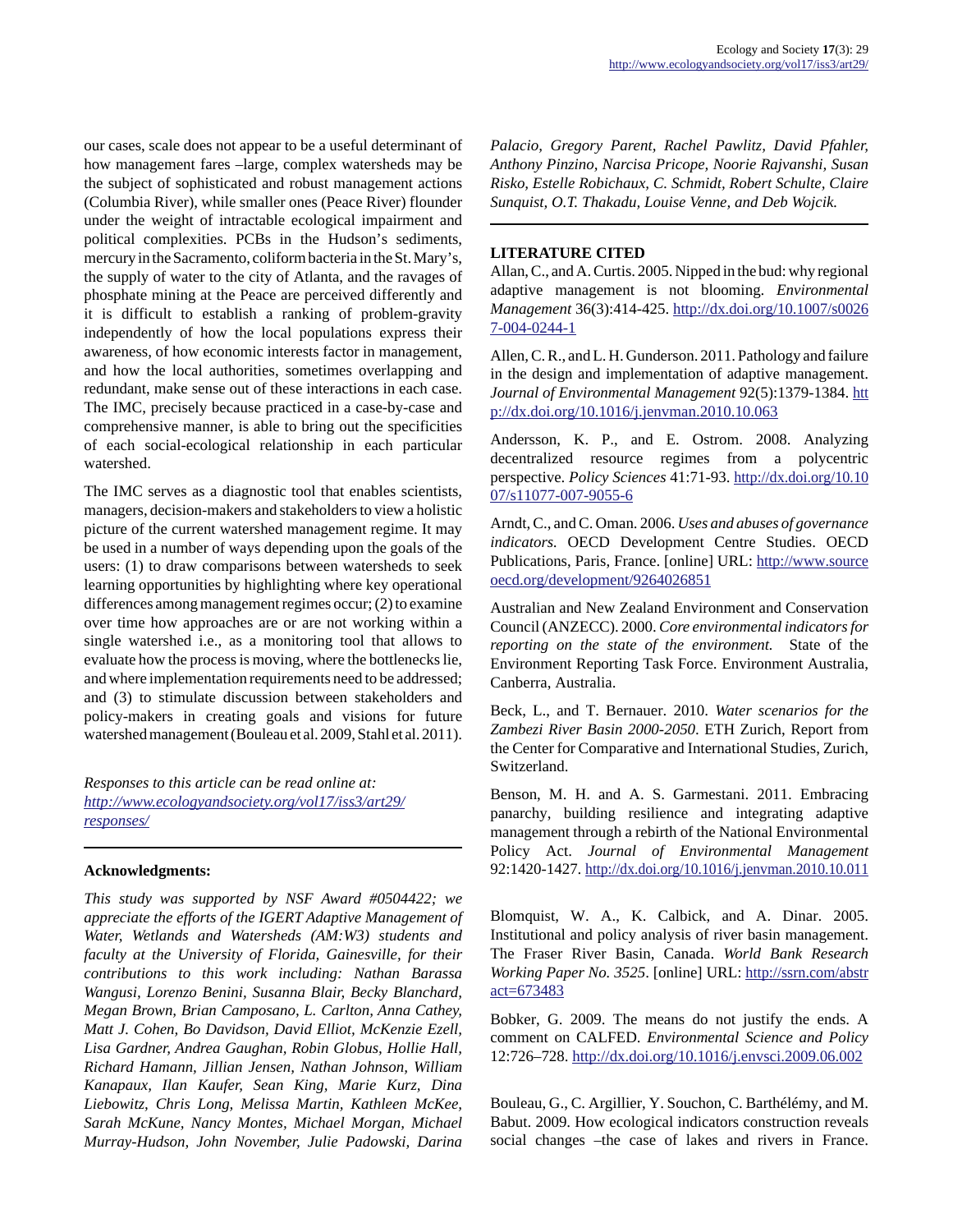our cases, scale does not appear to be a useful determinant of how management fares –large, complex watersheds may be the subject of sophisticated and robust management actions (Columbia River), while smaller ones (Peace River) flounder under the weight of intractable ecological impairment and political complexities. PCBs in the Hudson's sediments, mercury in the Sacramento, coliform bacteria in the St. Mary's, the supply of water to the city of Atlanta, and the ravages of phosphate mining at the Peace are perceived differently and it is difficult to establish a ranking of problem-gravity independently of how the local populations express their awareness, of how economic interests factor in management, and how the local authorities, sometimes overlapping and redundant, make sense out of these interactions in each case. The IMC, precisely because practiced in a case-by-case and comprehensive manner, is able to bring out the specificities of each social-ecological relationship in each particular watershed.

The IMC serves as a diagnostic tool that enables scientists, managers, decision-makers and stakeholders to view a holistic picture of the current watershed management regime. It may be used in a number of ways depending upon the goals of the users: (1) to draw comparisons between watersheds to seek learning opportunities by highlighting where key operational differences among management regimes occur; (2) to examine over time how approaches are or are not working within a single watershed i.e., as a monitoring tool that allows to evaluate how the process is moving, where the bottlenecks lie, and where implementation requirements need to be addressed; and (3) to stimulate discussion between stakeholders and policy-makers in creating goals and visions for future watershed management (Bouleau et al. 2009, Stahl et al. 2011).

*Responses to this article can be read online at:*
*http://www.ecologyandsociety.org/vol17/iss3/art29/responses/*

---

**Acknowledgments:**

*This study was supported by NSF Award #0504422; we appreciate the efforts of the IGERT Adaptive Management of Water, Wetlands and Watersheds (AM:W3) students and faculty at the University of Florida, Gainesville, for their contributions to this work including: Nathan Barassa Wangusi, Lorenzo Benini, Susanna Blair, Becky Blanchard, Megan Brown, Brian Camposano, L. Carlton, Anna Cathey, Matt J. Cohen, Bo Davidson, David Elliot, McKenzie Ezell, Lisa Gardner, Andrea Gaughan, Robin Globus, Hollie Hall, Richard Hamann, Jillian Jensen, Nathan Johnson, William Kanapaux, Ilan Kaufer, Sean King, Marie Kurz, Dina Liebowitz, Chris Long, Melissa Martin, Kathleen McKee, Sarah McKune, Nancy Montes, Michael Morgan, Michael Murray-Hudson, John November, Julie Padowski, Darina Palacio, Gregory Parent, Rachel Pawlitz, David Pfahler, Anthony Pinzino, Narcisa Pricope, Noorie Rajvanshi, Susan Risko, Estelle Robichaux, C. Schmidt, Robert Schulte, Claire Sunquist, O.T. Thakadu, Louise Venne, and Deb Wojcik.*

---

**LITERATURE CITED**

Allan, C., and A. Curtis. 2005. Nipped in the bud: why regional adaptive management is not blooming. *Environmental Management* 36(3):414-425. http://dx.doi.org/10.1007/s00267-004-0244-1

Allen, C. R., and L. H. Gunderson. 2011. Pathology and failure in the design and implementation of adaptive management. *Journal of Environmental Management* 92(5):1379-1384. http://dx.doi.org/10.1016/j.jenvman.2010.10.063

Andersson, K. P., and E. Ostrom. 2008. Analyzing decentralized resource regimes from a polycentric perspective. *Policy Sciences* 41:71-93. http://dx.doi.org/10.1007/s11077-007-9055-6

Arndt, C., and C. Oman. 2006. *Uses and abuses of governance indicators.* OECD Development Centre Studies. OECD Publications, Paris, France. [online] URL: http://www.sourceoecd.org/development/9264026851

Australian and New Zealand Environment and Conservation Council (ANZECC). 2000. *Core environmental indicators for reporting on the state of the environment.* State of the Environment Reporting Task Force. Environment Australia, Canberra, Australia.

Beck, L., and T. Bernauer. 2010. *Water scenarios for the Zambezi River Basin 2000-2050*. ETH Zurich, Report from the Center for Comparative and International Studies, Zurich, Switzerland.

Benson, M. H. and A. S. Garmestani. 2011. Embracing panarchy, building resilience and integrating adaptive management through a rebirth of the National Environmental Policy Act. *Journal of Environmental Management* 92:1420-1427. http://dx.doi.org/10.1016/j.jenvman.2010.10.011

Blomquist, W. A., K. Calbick, and A. Dinar. 2005. Institutional and policy analysis of river basin management. The Fraser River Basin, Canada. *World Bank Research Working Paper No. 3525*. [online] URL: http://ssrn.com/abstract=673483

Bobker, G. 2009. The means do not justify the ends. A comment on CALFED. *Environmental Science and Policy* 12:726–728. http://dx.doi.org/10.1016/j.envsci.2009.06.002

Bouleau, G., C. Argillier, Y. Souchon, C. Barthélémy, and M. Babut. 2009. How ecological indicators construction reveals social changes –the case of lakes and rivers in France.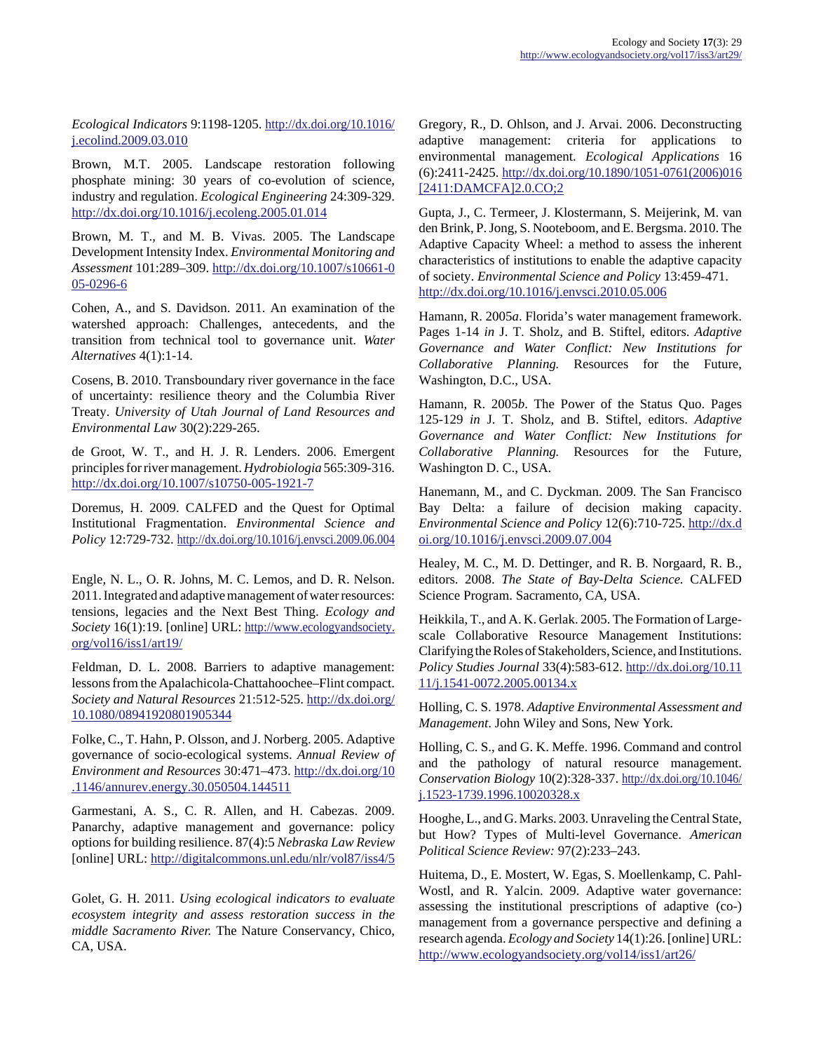*Ecological Indicators* 9:1198-1205. http://dx.doi.org/10.1016/j.ecolind.2009.03.010

Brown, M.T. 2005. Landscape restoration following phosphate mining: 30 years of co-evolution of science, industry and regulation. *Ecological Engineering* 24:309-329. http://dx.doi.org/10.1016/j.ecoleng.2005.01.014

Brown, M. T., and M. B. Vivas. 2005. The Landscape Development Intensity Index. *Environmental Monitoring and Assessment* 101:289–309. http://dx.doi.org/10.1007/s10661-005-0296-6

Cohen, A., and S. Davidson. 2011. An examination of the watershed approach: Challenges, antecedents, and the transition from technical tool to governance unit. *Water Alternatives* 4(1):1-14.

Cosens, B. 2010. Transboundary river governance in the face of uncertainty: resilience theory and the Columbia River Treaty. *University of Utah Journal of Land Resources and Environmental Law* 30(2):229-265.

de Groot, W. T., and H. J. R. Lenders. 2006. Emergent principles for river management. *Hydrobiologia* 565:309-316. http://dx.doi.org/10.1007/s10750-005-1921-7

Doremus, H. 2009. CALFED and the Quest for Optimal Institutional Fragmentation. *Environmental Science and Policy* 12:729-732. http://dx.doi.org/10.1016/j.envsci.2009.06.004

Engle, N. L., O. R. Johns, M. C. Lemos, and D. R. Nelson. 2011. Integrated and adaptive management of water resources: tensions, legacies and the Next Best Thing. *Ecology and Society* 16(1):19. [online] URL: http://www.ecologyandsociety.org/vol16/iss1/art19/

Feldman, D. L. 2008. Barriers to adaptive management: lessons from the Apalachicola-Chattahoochee–Flint compact. *Society and Natural Resources* 21:512-525. http://dx.doi.org/10.1080/08941920801905344

Folke, C., T. Hahn, P. Olsson, and J. Norberg. 2005. Adaptive governance of socio-ecological systems. *Annual Review of Environment and Resources* 30:471–473. http://dx.doi.org/10.1146/annurev.energy.30.050504.144511

Garmestani, A. S., C. R. Allen, and H. Cabezas. 2009. Panarchy, adaptive management and governance: policy options for building resilience. 87(4):5 *Nebraska Law Review* [online] URL: http://digitalcommons.unl.edu/nlr/vol87/iss4/5

Golet, G. H. 2011. *Using ecological indicators to evaluate ecosystem integrity and assess restoration success in the middle Sacramento River.* The Nature Conservancy, Chico, CA, USA.

Gregory, R., D. Ohlson, and J. Arvai. 2006. Deconstructing adaptive management: criteria for applications to environmental management. *Ecological Applications* 16 (6):2411-2425. http://dx.doi.org/10.1890/1051-0761(2006)016[2411:DAMCFA]2.0.CO;2

Gupta, J., C. Termeer, J. Klostermann, S. Meijerink, M. van den Brink, P. Jong, S. Nooteboom, and E. Bergsma. 2010. The Adaptive Capacity Wheel: a method to assess the inherent characteristics of institutions to enable the adaptive capacity of society. *Environmental Science and Policy* 13:459-471. http://dx.doi.org/10.1016/j.envsci.2010.05.006

Hamann, R. 2005*a*. Florida's water management framework. Pages 1-14 *in* J. T. Sholz, and B. Stiftel, editors. *Adaptive Governance and Water Conflict: New Institutions for Collaborative Planning.* Resources for the Future, Washington, D.C., USA.

Hamann, R. 2005*b*. The Power of the Status Quo. Pages 125-129 *in* J. T. Sholz, and B. Stiftel, editors. *Adaptive Governance and Water Conflict: New Institutions for Collaborative Planning.* Resources for the Future, Washington D. C., USA.

Hanemann, M., and C. Dyckman. 2009. The San Francisco Bay Delta: a failure of decision making capacity. *Environmental Science and Policy* 12(6):710-725. http://dx.doi.org/10.1016/j.envsci.2009.07.004

Healey, M. C., M. D. Dettinger, and R. B. Norgaard, R. B., editors. 2008. *The State of Bay-Delta Science.* CALFED Science Program. Sacramento, CA, USA.

Heikkila, T., and A. K. Gerlak. 2005. The Formation of Large-scale Collaborative Resource Management Institutions: Clarifying the Roles of Stakeholders, Science, and Institutions. *Policy Studies Journal* 33(4):583-612. http://dx.doi.org/10.1111/j.1541-0072.2005.00134.x

Holling, C. S. 1978. *Adaptive Environmental Assessment and Management*. John Wiley and Sons, New York.

Holling, C. S., and G. K. Meffe. 1996. Command and control and the pathology of natural resource management. *Conservation Biology* 10(2):328-337. http://dx.doi.org/10.1046/j.1523-1739.1996.10020328.x

Hooghe, L., and G. Marks. 2003. Unraveling the Central State, but How? Types of Multi-level Governance. *American Political Science Review:* 97(2):233–243.

Huitema, D., E. Mostert, W. Egas, S. Moellenkamp, C. Pahl-Wostl, and R. Yalcin. 2009. Adaptive water governance: assessing the institutional prescriptions of adaptive (co-) management from a governance perspective and defining a research agenda. *Ecology and Society* 14(1):26. [online] URL: http://www.ecologyandsociety.org/vol14/iss1/art26/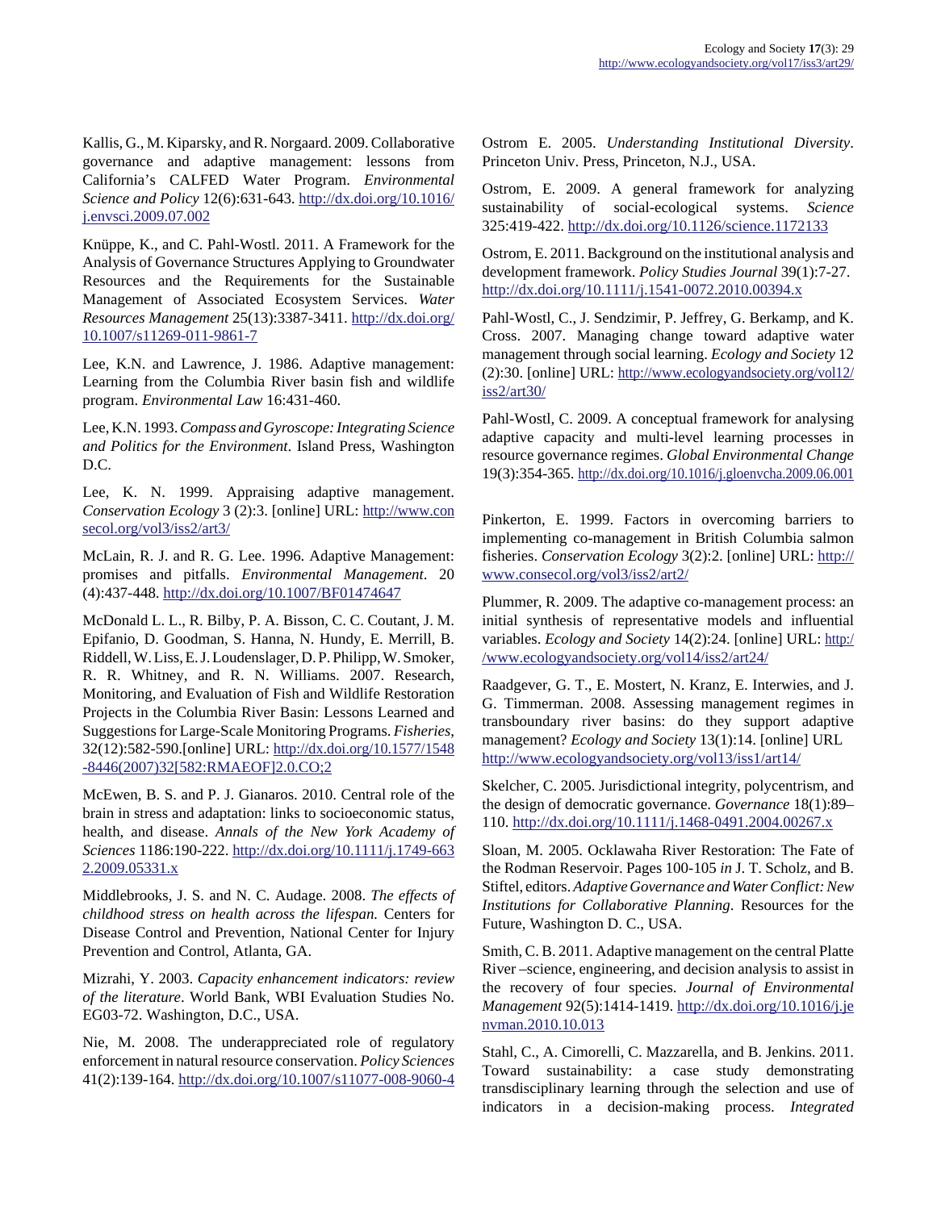Kallis, G., M. Kiparsky, and R. Norgaard. 2009. Collaborative governance and adaptive management: lessons from California's CALFED Water Program. *Environmental Science and Policy* 12(6):631-643. http://dx.doi.org/10.1016/j.envsci.2009.07.002

Knüppe, K., and C. Pahl-Wostl. 2011. A Framework for the Analysis of Governance Structures Applying to Groundwater Resources and the Requirements for the Sustainable Management of Associated Ecosystem Services. *Water Resources Management* 25(13):3387-3411. http://dx.doi.org/10.1007/s11269-011-9861-7

Lee, K.N. and Lawrence, J. 1986. Adaptive management: Learning from the Columbia River basin fish and wildlife program. *Environmental Law* 16:431-460.

Lee, K.N. 1993. *Compass and Gyroscope: Integrating Science and Politics for the Environment*. Island Press, Washington D.C.

Lee, K. N. 1999. Appraising adaptive management. *Conservation Ecology* 3 (2):3. [online] URL: http://www.consecol.org/vol3/iss2/art3/

McLain, R. J. and R. G. Lee. 1996. Adaptive Management: promises and pitfalls. *Environmental Management*. 20 (4):437-448. http://dx.doi.org/10.1007/BF01474647

McDonald L. L., R. Bilby, P. A. Bisson, C. C. Coutant, J. M. Epifanio, D. Goodman, S. Hanna, N. Hundy, E. Merrill, B. Riddell, W. Liss, E. J. Loudenslager, D. P. Philipp, W. Smoker, R. R. Whitney, and R. N. Williams. 2007. Research, Monitoring, and Evaluation of Fish and Wildlife Restoration Projects in the Columbia River Basin: Lessons Learned and Suggestions for Large-Scale Monitoring Programs. *Fisheries*, 32(12):582-590.[online] URL: http://dx.doi.org/10.1577/1548-8446(2007)32[582:RMAEOF]2.0.CO;2

McEwen, B. S. and P. J. Gianaros. 2010. Central role of the brain in stress and adaptation: links to socioeconomic status, health, and disease. *Annals of the New York Academy of Sciences* 1186:190-222. http://dx.doi.org/10.1111/j.1749-6632.2009.05331.x

Middlebrooks, J. S. and N. C. Audage. 2008. *The effects of childhood stress on health across the lifespan.* Centers for Disease Control and Prevention, National Center for Injury Prevention and Control, Atlanta, GA.

Mizrahi, Y. 2003. *Capacity enhancement indicators: review of the literature*. World Bank, WBI Evaluation Studies No. EG03-72. Washington, D.C., USA.

Nie, M. 2008. The underappreciated role of regulatory enforcement in natural resource conservation. *Policy Sciences* 41(2):139-164. http://dx.doi.org/10.1007/s11077-008-9060-4

Ostrom E. 2005. *Understanding Institutional Diversity*. Princeton Univ. Press, Princeton, N.J., USA.

Ostrom, E. 2009. A general framework for analyzing sustainability of social-ecological systems. *Science* 325:419-422. http://dx.doi.org/10.1126/science.1172133

Ostrom, E. 2011. Background on the institutional analysis and development framework. *Policy Studies Journal* 39(1):7-27. http://dx.doi.org/10.1111/j.1541-0072.2010.00394.x

Pahl-Wostl, C., J. Sendzimir, P. Jeffrey, G. Berkamp, and K. Cross. 2007. Managing change toward adaptive water management through social learning. *Ecology and Society* 12 (2):30. [online] URL: http://www.ecologyandsociety.org/vol12/iss2/art30/

Pahl-Wostl, C. 2009. A conceptual framework for analysing adaptive capacity and multi-level learning processes in resource governance regimes. *Global Environmental Change* 19(3):354-365. http://dx.doi.org/10.1016/j.gloenvcha.2009.06.001

Pinkerton, E. 1999. Factors in overcoming barriers to implementing co-management in British Columbia salmon fisheries. *Conservation Ecology* 3(2):2. [online] URL: http://www.consecol.org/vol3/iss2/art2/

Plummer, R. 2009. The adaptive co-management process: an initial synthesis of representative models and influential variables. *Ecology and Society* 14(2):24. [online] URL: http://www.ecologyandsociety.org/vol14/iss2/art24/

Raadgever, G. T., E. Mostert, N. Kranz, E. Interwies, and J. G. Timmerman. 2008. Assessing management regimes in transboundary river basins: do they support adaptive management? *Ecology and Society* 13(1):14. [online] URL http://www.ecologyandsociety.org/vol13/iss1/art14/

Skelcher, C. 2005. Jurisdictional integrity, polycentrism, and the design of democratic governance. *Governance* 18(1):89–110. http://dx.doi.org/10.1111/j.1468-0491.2004.00267.x

Sloan, M. 2005. Ocklawaha River Restoration: The Fate of the Rodman Reservoir. Pages 100-105 *in* J. T. Scholz, and B. Stiftel, editors. *Adaptive Governance and Water Conflict: New Institutions for Collaborative Planning*. Resources for the Future, Washington D. C., USA.

Smith, C. B. 2011. Adaptive management on the central Platte River –science, engineering, and decision analysis to assist in the recovery of four species. *Journal of Environmental Management* 92(5):1414-1419. http://dx.doi.org/10.1016/j.jenvman.2010.10.013

Stahl, C., A. Cimorelli, C. Mazzarella, and B. Jenkins. 2011. Toward sustainability: a case study demonstrating transdisciplinary learning through the selection and use of indicators in a decision-making process. *Integrated*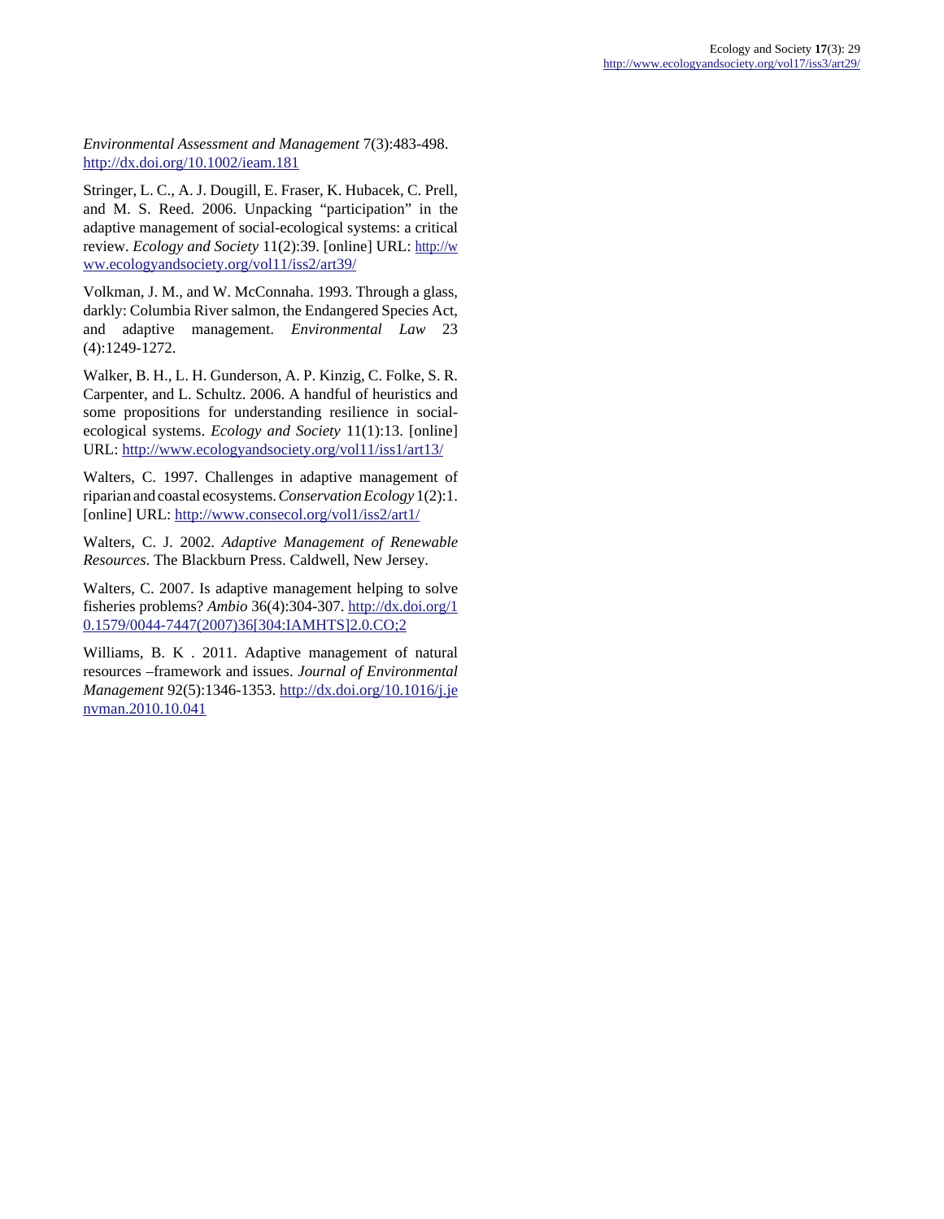*Environmental Assessment and Management* 7(3):483-498. http://dx.doi.org/10.1002/ieam.181

Stringer, L. C., A. J. Dougill, E. Fraser, K. Hubacek, C. Prell, and M. S. Reed. 2006. Unpacking "participation" in the adaptive management of social-ecological systems: a critical review. *Ecology and Society* 11(2):39. [online] URL: http://www.ecologyandsociety.org/vol11/iss2/art39/

Volkman, J. M., and W. McConnaha. 1993. Through a glass, darkly: Columbia River salmon, the Endangered Species Act, and adaptive management. *Environmental Law* 23 (4):1249-1272.

Walker, B. H., L. H. Gunderson, A. P. Kinzig, C. Folke, S. R. Carpenter, and L. Schultz. 2006. A handful of heuristics and some propositions for understanding resilience in social-ecological systems. *Ecology and Society* 11(1):13. [online] URL: http://www.ecologyandsociety.org/vol11/iss1/art13/

Walters, C. 1997. Challenges in adaptive management of riparian and coastal ecosystems. *Conservation Ecology* 1(2):1. [online] URL: http://www.consecol.org/vol1/iss2/art1/

Walters, C. J. 2002. *Adaptive Management of Renewable Resources*. The Blackburn Press. Caldwell, New Jersey.

Walters, C. 2007. Is adaptive management helping to solve fisheries problems? *Ambio* 36(4):304-307. http://dx.doi.org/10.1579/0044-7447(2007)36[304:IAMHTS]2.0.CO;2

Williams, B. K . 2011. Adaptive management of natural resources –framework and issues. *Journal of Environmental Management* 92(5):1346-1353. http://dx.doi.org/10.1016/j.jenvman.2010.10.041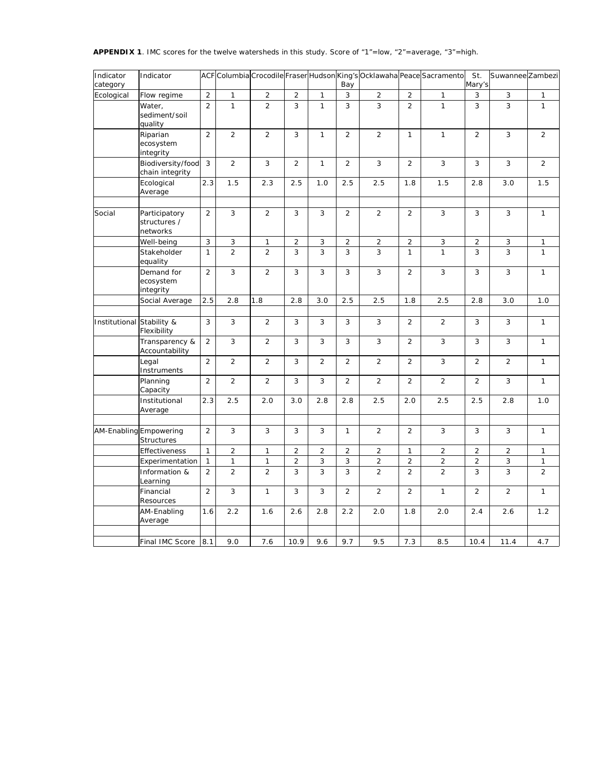**APPENDIX 1**. IMC scores for the twelve watersheds in this study. Score of "1"=low, "2"=average, "3"=high.

| Indicator category | Indicator | ACF | Columbia | Crocodile | Fraser | Hudson | King's Bay | Ocklawaha | Peace | Sacramento | St. Mary's | Suwannee | Zambezi |
|---|---|---|---|---|---|---|---|---|---|---|---|---|---|
| Ecological | Flow regime | 2 | 1 | 2 | 2 | 1 | 3 | 2 | 2 | 1 | 3 | 3 | 1 |
| | Water, sediment/soil quality | 2 | 1 | 2 | 3 | 1 | 3 | 3 | 2 | 1 | 3 | 3 | 1 |
| | Riparian ecosystem integrity | 2 | 2 | 2 | 3 | 1 | 2 | 2 | 1 | 1 | 2 | 3 | 2 |
| | Biodiversity/food chain integrity | 3 | 2 | 3 | 2 | 1 | 2 | 3 | 2 | 3 | 3 | 3 | 2 |
| | Ecological Average | 2.3 | 1.5 | 2.3 | 2.5 | 1.0 | 2.5 | 2.5 | 1.8 | 1.5 | 2.8 | 3.0 | 1.5 |
| | | | | | | | | | | | | | |
| Social | Participatory structures / networks | 2 | 3 | 2 | 3 | 3 | 2 | 2 | 2 | 3 | 3 | 3 | 1 |
| | Well-being | 3 | 3 | 1 | 2 | 3 | 2 | 2 | 2 | 3 | 2 | 3 | 1 |
| | Stakeholder equality | 1 | 2 | 2 | 3 | 3 | 3 | 3 | 1 | 1 | 3 | 3 | 1 |
| | Demand for ecosystem integrity | 2 | 3 | 2 | 3 | 3 | 3 | 3 | 2 | 3 | 3 | 3 | 1 |
| | Social Average | 2.5 | 2.8 | 1.8 | 2.8 | 3.0 | 2.5 | 2.5 | 1.8 | 2.5 | 2.8 | 3.0 | 1.0 |
| | | | | | | | | | | | | | |
| Institutional | Stability & Flexibility | 3 | 3 | 2 | 3 | 3 | 3 | 3 | 2 | 2 | 3 | 3 | 1 |
| | Transparency & Accountability | 2 | 3 | 2 | 3 | 3 | 3 | 3 | 2 | 3 | 3 | 3 | 1 |
| | Legal Instruments | 2 | 2 | 2 | 3 | 2 | 2 | 2 | 2 | 3 | 2 | 2 | 1 |
| | Planning Capacity | 2 | 2 | 2 | 3 | 3 | 2 | 2 | 2 | 2 | 2 | 3 | 1 |
| | Institutional Average | 2.3 | 2.5 | 2.0 | 3.0 | 2.8 | 2.8 | 2.5 | 2.0 | 2.5 | 2.5 | 2.8 | 1.0 |
| | | | | | | | | | | | | | |
| AM-Enabling | Empowering Structures | 2 | 3 | 3 | 3 | 3 | 1 | 2 | 2 | 3 | 3 | 3 | 1 |
| | Effectiveness | 1 | 2 | 1 | 2 | 2 | 2 | 2 | 1 | 2 | 2 | 2 | 1 |
| | Experimentation | 1 | 1 | 1 | 2 | 3 | 3 | 2 | 2 | 2 | 2 | 3 | 1 |
| | Information & Learning | 2 | 2 | 2 | 3 | 3 | 3 | 2 | 2 | 2 | 3 | 3 | 2 |
| | Financial Resources | 2 | 3 | 1 | 3 | 3 | 2 | 2 | 2 | 1 | 2 | 2 | 1 |
| | AM-Enabling Average | 1.6 | 2.2 | 1.6 | 2.6 | 2.8 | 2.2 | 2.0 | 1.8 | 2.0 | 2.4 | 2.6 | 1.2 |
| | | | | | | | | | | | | | |
| | Final IMC Score | 8.1 | 9.0 | 7.6 | 10.9 | 9.6 | 9.7 | 9.5 | 7.3 | 8.5 | 10.4 | 11.4 | 4.7 |